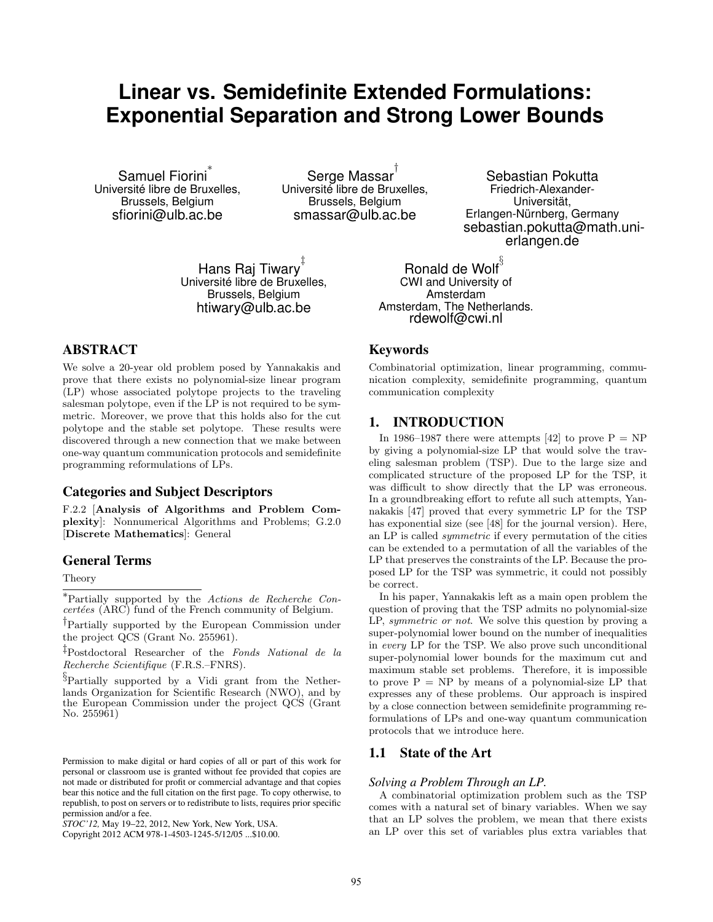# Linear vs. Semidefinite Extended Formulations: Exponential Separation and Strong Lower Bounds

Samuel Fiorini[*]
Université libre de Bruxelles,
Brussels, Belgium
sfiorini@ulb.ac.be

Serge Massar[†]
Université libre de Bruxelles,
Brussels, Belgium
smassar@ulb.ac.be

Sebastian Pokutta
Friedrich-Alexander-Universität,
Erlangen-Nürnberg, Germany
sebastian.pokutta@math.uni-erlangen.de

Hans Raj Tiwary[‡]
Université libre de Bruxelles,
Brussels, Belgium
htiwary@ulb.ac.be

Ronald de Wolf[§]
CWI and University of Amsterdam
Amsterdam, The Netherlands.
rdewolf@cwi.nl

## ABSTRACT

We solve a 20-year old problem posed by Yannakakis and prove that there exists no polynomial-size linear program (LP) whose associated polytope projects to the traveling salesman polytope, even if the LP is not required to be symmetric. Moreover, we prove that this holds also for the cut polytope and the stable set polytope. These results were discovered through a new connection that we make between one-way quantum communication protocols and semidefinite programming reformulations of LPs.

## Categories and Subject Descriptors

F.2.2 [**Analysis of Algorithms and Problem Complexity**]: Nonnumerical Algorithms and Problems; G.2.0 [**Discrete Mathematics**]: General

## General Terms

Theory

[*]Partially supported by the *Actions de Recherche Concertées* (ARC) fund of the French community of Belgium.

[†]Partially supported by the European Commission under the project QCS (Grant No. 255961).

[‡]Postdoctoral Researcher of the *Fonds National de la Recherche Scientifique* (F.R.S.–FNRS).

[§]Partially supported by a Vidi grant from the Netherlands Organization for Scientific Research (NWO), and by the European Commission under the project QCS (Grant No. 255961)

Permission to make digital or hard copies of all or part of this work for personal or classroom use is granted without fee provided that copies are not made or distributed for profit or commercial advantage and that copies bear this notice and the full citation on the first page. To copy otherwise, to republish, to post on servers or to redistribute to lists, requires prior specific permission and/or a fee.
*STOC'12,* May 19–22, 2012, New York, New York, USA.
Copyright 2012 ACM 978-1-4503-1245-5/12/05 ...$10.00.

## Keywords

Combinatorial optimization, linear programming, communication complexity, semidefinite programming, quantum communication complexity

## 1. INTRODUCTION

In 1986–1987 there were attempts [42] to prove P = NP by giving a polynomial-size LP that would solve the traveling salesman problem (TSP). Due to the large size and complicated structure of the proposed LP for the TSP, it was difficult to show directly that the LP was erroneous. In a groundbreaking effort to refute all such attempts, Yannakakis [47] proved that every symmetric LP for the TSP has exponential size (see [48] for the journal version). Here, an LP is called *symmetric* if every permutation of the cities can be extended to a permutation of all the variables of the LP that preserves the constraints of the LP. Because the proposed LP for the TSP was symmetric, it could not possibly be correct.

In his paper, Yannakakis left as a main open problem the question of proving that the TSP admits no polynomial-size LP, *symmetric or not*. We solve this question by proving a super-polynomial lower bound on the number of inequalities in *every* LP for the TSP. We also prove such unconditional super-polynomial lower bounds for the maximum cut and maximum stable set problems. Therefore, it is impossible to prove P = NP by means of a polynomial-size LP that expresses any of these problems. Our approach is inspired by a close connection between semidefinite programming reformulations of LPs and one-way quantum communication protocols that we introduce here.

### 1.1 State of the Art

*Solving a Problem Through an LP.*

A combinatorial optimization problem such as the TSP comes with a natural set of binary variables. When we say that an LP solves the problem, we mean that there exists an LP over this set of variables plus extra variables that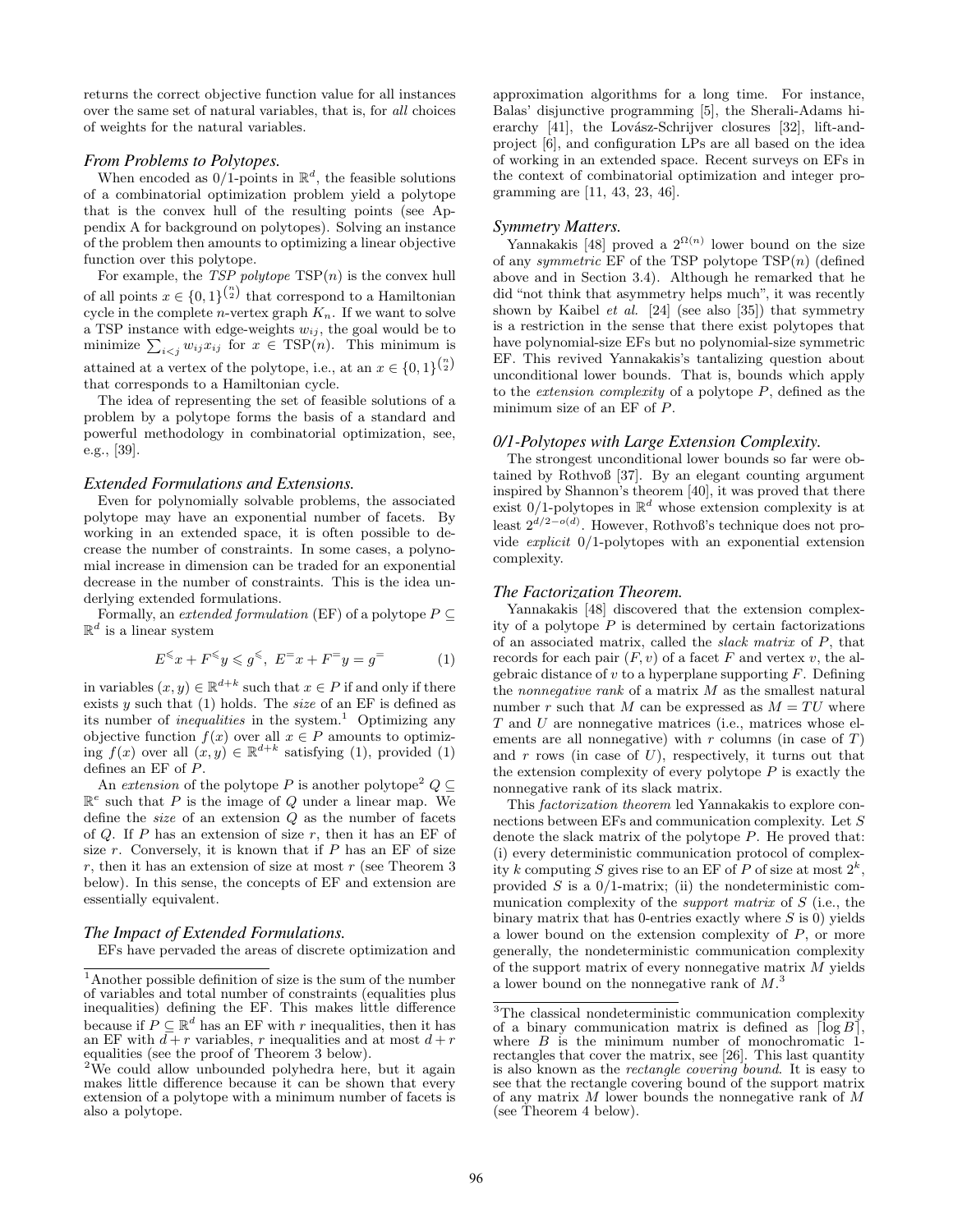returns the correct objective function value for all instances over the same set of natural variables, that is, for *all* choices of weights for the natural variables.

### *From Problems to Polytopes.*

When encoded as 0/1-points in $\mathbb{R}^d$, the feasible solutions of a combinatorial optimization problem yield a polytope that is the convex hull of the resulting points (see Appendix A for background on polytopes). Solving an instance of the problem then amounts to optimizing a linear objective function over this polytope.

For example, the *TSP polytope* $\mathrm{TSP}(n)$ is the convex hull of all points $x \in \{0,1\}^{\binom{n}{2}}$ that correspond to a Hamiltonian cycle in the complete $n$-vertex graph $K_n$. If we want to solve a TSP instance with edge-weights $w_{ij}$, the goal would be to minimize $\sum_{i<j} w_{ij} x_{ij}$ for $x \in \mathrm{TSP}(n)$. This minimum is attained at a vertex of the polytope, i.e., at an $x \in \{0,1\}^{\binom{n}{2}}$ that corresponds to a Hamiltonian cycle.

The idea of representing the set of feasible solutions of a problem by a polytope forms the basis of a standard and powerful methodology in combinatorial optimization, see, e.g., [39].

### *Extended Formulations and Extensions.*

Even for polynomially solvable problems, the associated polytope may have an exponential number of facets. By working in an extended space, it is often possible to decrease the number of constraints. In some cases, a polynomial increase in dimension can be traded for an exponential decrease in the number of constraints. This is the idea underlying extended formulations.

Formally, an *extended formulation* (EF) of a polytope $P \subseteq \mathbb{R}^d$ is a linear system

$$E^{\leqslant} x + F^{\leqslant} y \leqslant g^{\leqslant}, \ E^{=} x + F^{=} y = g^{=} \tag{1}$$

in variables $(x, y) \in \mathbb{R}^{d+k}$ such that $x \in P$ if and only if there exists $y$ such that (1) holds. The *size* of an EF is defined as its number of *inequalities* in the system.[1] Optimizing any objective function $f(x)$ over all $x \in P$ amounts to optimizing $f(x)$ over all $(x, y) \in \mathbb{R}^{d+k}$ satisfying (1), provided (1) defines an EF of $P$.

An *extension* of the polytope $P$ is another polytope[2] $Q \subseteq \mathbb{R}^e$ such that $P$ is the image of $Q$ under a linear map. We define the *size* of an extension $Q$ as the number of facets of $Q$. If $P$ has an extension of size $r$, then it has an EF of size $r$. Conversely, it is known that if $P$ has an EF of size $r$, then it has an extension of size at most $r$ (see Theorem 3 below). In this sense, the concepts of EF and extension are essentially equivalent.

### *The Impact of Extended Formulations.*

EFs have pervaded the areas of discrete optimization and approximation algorithms for a long time. For instance, Balas' disjunctive programming [5], the Sherali-Adams hierarchy [41], the Lovász-Schrijver closures [32], lift-and-project [6], and configuration LPs are all based on the idea of working in an extended space. Recent surveys on EFs in the context of combinatorial optimization and integer programming are [11, 43, 23, 46].

### *Symmetry Matters.*

Yannakakis [48] proved a $2^{\Omega(n)}$ lower bound on the size of any *symmetric* EF of the TSP polytope $\mathrm{TSP}(n)$ (defined above and in Section 3.4). Although he remarked that he did "not think that asymmetry helps much", it was recently shown by Kaibel *et al.* [24] (see also [35]) that symmetry is a restriction in the sense that there exist polytopes that have polynomial-size EFs but no polynomial-size symmetric EF. This revived Yannakakis's tantalizing question about unconditional lower bounds. That is, bounds which apply to the *extension complexity* of a polytope $P$, defined as the minimum size of an EF of $P$.

### *0/1-Polytopes with Large Extension Complexity.*

The strongest unconditional lower bounds so far were obtained by Rothvoß [37]. By an elegant counting argument inspired by Shannon's theorem [40], it was proved that there exist 0/1-polytopes in $\mathbb{R}^d$ whose extension complexity is at least $2^{d/2-o(d)}$. However, Rothvoß's technique does not provide *explicit* 0/1-polytopes with an exponential extension complexity.

### *The Factorization Theorem.*

Yannakakis [48] discovered that the extension complexity of a polytope $P$ is determined by certain factorizations of an associated matrix, called the *slack matrix* of $P$, that records for each pair $(F, v)$ of a facet $F$ and vertex $v$, the algebraic distance of $v$ to a hyperplane supporting $F$. Defining the *nonnegative rank* of a matrix $M$ as the smallest natural number $r$ such that $M$ can be expressed as $M = TU$ where $T$ and $U$ are nonnegative matrices (i.e., matrices whose elements are all nonnegative) with $r$ columns (in case of $T$) and $r$ rows (in case of $U$), respectively, it turns out that the extension complexity of every polytope $P$ is exactly the nonnegative rank of its slack matrix.

This *factorization theorem* led Yannakakis to explore connections between EFs and communication complexity. Let $S$ denote the slack matrix of the polytope $P$. He proved that: (i) every deterministic communication protocol of complexity $k$ computing $S$ gives rise to an EF of $P$ of size at most $2^k$, provided $S$ is a 0/1-matrix; (ii) the nondeterministic communication complexity of the *support matrix* of $S$ (i.e., the binary matrix that has 0-entries exactly where $S$ is 0) yields a lower bound on the extension complexity of $P$, or more generally, the nondeterministic communication complexity of the support matrix of every nonnegative matrix $M$ yields a lower bound on the nonnegative rank of $M$.[3]

---

[1] Another possible definition of size is the sum of the number of variables and total number of constraints (equalities plus inequalities) defining the EF. This makes little difference because if $P \subseteq \mathbb{R}^d$ has an EF with $r$ inequalities, then it has an EF with $d + r$ variables, $r$ inequalities and at most $d + r$ equalities (see the proof of Theorem 3 below).

[2] We could allow unbounded polyhedra here, but it again makes little difference because it can be shown that every extension of a polytope with a minimum number of facets is also a polytope.

[3] The classical nondeterministic communication complexity of a binary communication matrix is defined as $\lceil \log B \rceil$, where $B$ is the minimum number of monochromatic 1-rectangles that cover the matrix, see [26]. This last quantity is also known as the *rectangle covering bound*. It is easy to see that the rectangle covering bound of the support matrix of any matrix $M$ lower bounds the nonnegative rank of $M$ (see Theorem 4 below).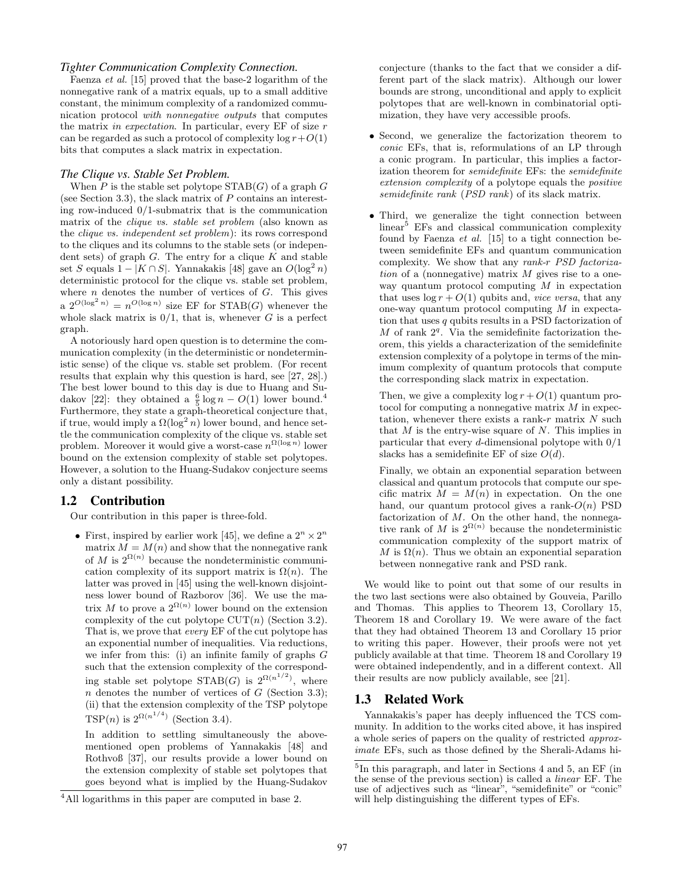*Tighter Communication Complexity Connection.*

Faenza *et al.* [15] proved that the base-2 logarithm of the nonnegative rank of a matrix equals, up to a small additive constant, the minimum complexity of a randomized communication protocol *with nonnegative outputs* that computes the matrix *in expectation*. In particular, every EF of size $r$ can be regarded as such a protocol of complexity $\log r + O(1)$ bits that computes a slack matrix in expectation.

*The Clique vs. Stable Set Problem.*

When $P$ is the stable set polytope $\mathrm{STAB}(G)$ of a graph $G$ (see Section 3.3), the slack matrix of $P$ contains an interesting row-induced 0/1-submatrix that is the communication matrix of the *clique vs. stable set problem* (also known as the *clique vs. independent set problem*): its rows correspond to the cliques and its columns to the stable sets (or independent sets) of graph $G$. The entry for a clique $K$ and stable set $S$ equals $1 - |K \cap S|$. Yannakakis [48] gave an $O(\log^2 n)$ deterministic protocol for the clique vs. stable set problem, where $n$ denotes the number of vertices of $G$. This gives a $2^{O(\log^2 n)} = n^{O(\log n)}$ size EF for $\mathrm{STAB}(G)$ whenever the whole slack matrix is 0/1, that is, whenever $G$ is a perfect graph.

A notoriously hard open question is to determine the communication complexity (in the deterministic or nondeterministic sense) of the clique vs. stable set problem. (For recent results that explain why this question is hard, see [27, 28].) The best lower bound to this day is due to Huang and Sudakov [22]: they obtained a $\frac{6}{5} \log n - O(1)$ lower bound.[4] Furthermore, they state a graph-theoretical conjecture that, if true, would imply a $\Omega(\log^2 n)$ lower bound, and hence settle the communication complexity of the clique vs. stable set problem. Moreover it would give a worst-case $n^{\Omega(\log n)}$ lower bound on the extension complexity of stable set polytopes. However, a solution to the Huang-Sudakov conjecture seems only a distant possibility.

## 1.2 Contribution

Our contribution in this paper is three-fold.

- First, inspired by earlier work [45], we define a $2^n \times 2^n$ matrix $M = M(n)$ and show that the nonnegative rank of $M$ is $2^{\Omega(n)}$ because the nondeterministic communication complexity of its support matrix is $\Omega(n)$. The latter was proved in [45] using the well-known disjointness lower bound of Razborov [36]. We use the matrix $M$ to prove a $2^{\Omega(n)}$ lower bound on the extension complexity of the cut polytope $\mathrm{CUT}(n)$ (Section 3.2). That is, we prove that *every* EF of the cut polytope has an exponential number of inequalities. Via reductions, we infer from this: (i) an infinite family of graphs $G$ such that the extension complexity of the corresponding stable set polytope $\mathrm{STAB}(G)$ is $2^{\Omega(n^{1/2})}$, where $n$ denotes the number of vertices of $G$ (Section 3.3); (ii) that the extension complexity of the TSP polytope $\mathrm{TSP}(n)$ is $2^{\Omega(n^{1/4})}$ (Section 3.4).

  In addition to settling simultaneously the above-mentioned open problems of Yannakakis [48] and Rothvoß [37], our results provide a lower bound on the extension complexity of stable set polytopes that goes beyond what is implied by the Huang-Sudakov conjecture (thanks to the fact that we consider a different part of the slack matrix). Although our lower bounds are strong, unconditional and apply to explicit polytopes that are well-known in combinatorial optimization, they have very accessible proofs.

- Second, we generalize the factorization theorem to *conic* EFs, that is, reformulations of an LP through a conic program. In particular, this implies a factorization theorem for *semidefinite* EFs: the *semidefinite extension complexity* of a polytope equals the *positive semidefinite rank* (*PSD rank*) of its slack matrix.

- Third, we generalize the tight connection between linear[5] EFs and classical communication complexity found by Faenza *et al.* [15] to a tight connection between semidefinite EFs and quantum communication complexity. We show that any *rank-r PSD factorization* of a (nonnegative) matrix $M$ gives rise to a one-way quantum protocol computing $M$ in expectation that uses $\log r + O(1)$ qubits and, *vice versa*, that any one-way quantum protocol computing $M$ in expectation that uses $q$ qubits results in a PSD factorization of $M$ of rank $2^q$. Via the semidefinite factorization theorem, this yields a characterization of the semidefinite extension complexity of a polytope in terms of the minimum complexity of quantum protocols that compute the corresponding slack matrix in expectation.

  Then, we give a complexity $\log r + O(1)$ quantum protocol for computing a nonnegative matrix $M$ in expectation, whenever there exists a rank-$r$ matrix $N$ such that $M$ is the entry-wise square of $N$. This implies in particular that every $d$-dimensional polytope with 0/1 slacks has a semidefinite EF of size $O(d)$.

  Finally, we obtain an exponential separation between classical and quantum protocols that compute our specific matrix $M = M(n)$ in expectation. On the one hand, our quantum protocol gives a rank-$O(n)$ PSD factorization of $M$. On the other hand, the nonnegative rank of $M$ is $2^{\Omega(n)}$ because the nondeterministic communication complexity of the support matrix of $M$ is $\Omega(n)$. Thus we obtain an exponential separation between nonnegative rank and PSD rank.

We would like to point out that some of our results in the two last sections were also obtained by Gouveia, Parillo and Thomas. This applies to Theorem 13, Corollary 15, Theorem 18 and Corollary 19. We were aware of the fact that they had obtained Theorem 13 and Corollary 15 prior to writing this paper. However, their proofs were not yet publicly available at that time. Theorem 18 and Corollary 19 were obtained independently, and in a different context. All their results are now publicly available, see [21].

## 1.3 Related Work

Yannakakis's paper has deeply influenced the TCS community. In addition to the works cited above, it has inspired a whole series of papers on the quality of restricted *approximate* EFs, such as those defined by the Sherali-Adams hi-

[4] All logarithms in this paper are computed in base 2.

[5] In this paragraph, and later in Sections 4 and 5, an EF (in the sense of the previous section) is called a *linear* EF. The use of adjectives such as "linear", "semidefinite" or "conic" will help distinguishing the different types of EFs.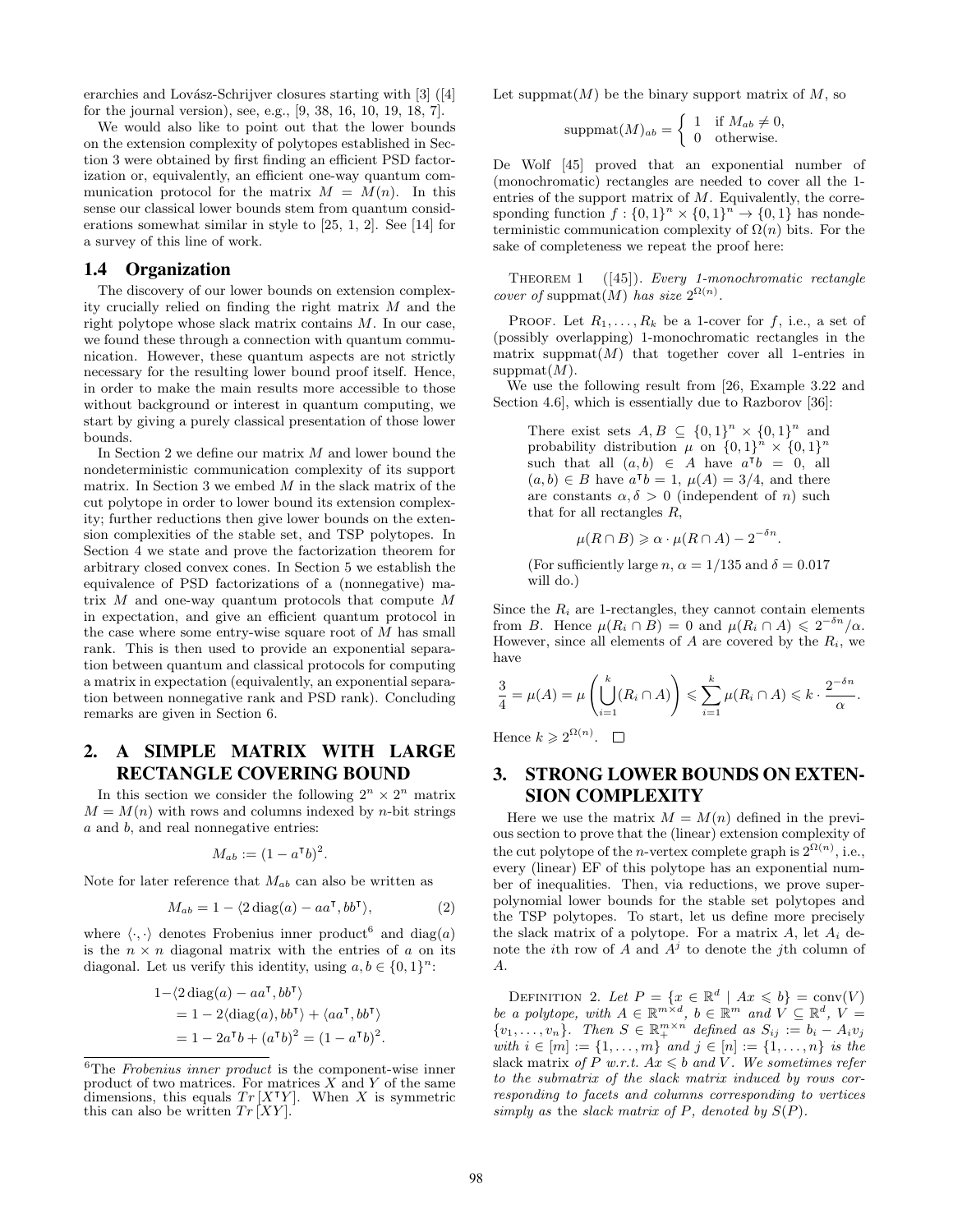erarchies and Lovász-Schrijver closures starting with [3] ([4] for the journal version), see, e.g., [9, 38, 16, 10, 19, 18, 7].

We would also like to point out that the lower bounds on the extension complexity of polytopes established in Section 3 were obtained by first finding an efficient PSD factorization or, equivalently, an efficient one-way quantum communication protocol for the matrix $M = M(n)$. In this sense our classical lower bounds stem from quantum considerations somewhat similar in style to [25, 1, 2]. See [14] for a survey of this line of work.

## 1.4 Organization

The discovery of our lower bounds on extension complexity crucially relied on finding the right matrix $M$ and the right polytope whose slack matrix contains $M$. In our case, we found these through a connection with quantum communication. However, these quantum aspects are not strictly necessary for the resulting lower bound proof itself. Hence, in order to make the main results more accessible to those without background or interest in quantum computing, we start by giving a purely classical presentation of those lower bounds.

In Section 2 we define our matrix $M$ and lower bound the nondeterministic communication complexity of its support matrix. In Section 3 we embed $M$ in the slack matrix of the cut polytope in order to lower bound its extension complexity; further reductions then give lower bounds on the extension complexities of the stable set, and TSP polytopes. In Section 4 we state and prove the factorization theorem for arbitrary closed convex cones. In Section 5 we establish the equivalence of PSD factorizations of a (nonnegative) matrix $M$ and one-way quantum protocols that compute $M$ in expectation, and give an efficient quantum protocol in the case where some entry-wise square root of $M$ has small rank. This is then used to provide an exponential separation between quantum and classical protocols for computing a matrix in expectation (equivalently, an exponential separation between nonnegative rank and PSD rank). Concluding remarks are given in Section 6.

# 2. A SIMPLE MATRIX WITH LARGE RECTANGLE COVERING BOUND

In this section we consider the following $2^n \times 2^n$ matrix $M = M(n)$ with rows and columns indexed by $n$-bit strings $a$ and $b$, and real nonnegative entries:

$$M_{ab} := (1 - a^{\intercal} b)^2.$$

Note for later reference that $M_{ab}$ can also be written as

$$M_{ab} = 1 - \langle 2\,\mathrm{diag}(a) - aa^{\intercal}, bb^{\intercal} \rangle, \tag{2}$$

where $\langle \cdot, \cdot \rangle$ denotes Frobenius inner product[6] and $\mathrm{diag}(a)$ is the $n \times n$ diagonal matrix with the entries of $a$ on its diagonal. Let us verify this identity, using $a, b \in \{0,1\}^n$:

$$\begin{aligned} 1 - &\langle 2\,\mathrm{diag}(a) - aa^{\intercal}, bb^{\intercal} \rangle \\ &= 1 - 2\langle \mathrm{diag}(a), bb^{\intercal} \rangle + \langle aa^{\intercal}, bb^{\intercal} \rangle \\ &= 1 - 2a^{\intercal} b + (a^{\intercal} b)^2 = (1 - a^{\intercal} b)^2. \end{aligned}$$

[6] The *Frobenius inner product* is the component-wise inner product of two matrices. For matrices $X$ and $Y$ of the same dimensions, this equals $Tr\,[X^{\intercal} Y]$. When $X$ is symmetric this can also be written $Tr\,[XY]$.

Let $\mathrm{suppmat}(M)$ be the binary support matrix of $M$, so

$$\mathrm{suppmat}(M)_{ab} = \begin{cases} 1 & \text{if } M_{ab} \neq 0, \\ 0 & \text{otherwise.} \end{cases}$$

De Wolf [45] proved that an exponential number of (monochromatic) rectangles are needed to cover all the 1-entries of the support matrix of $M$. Equivalently, the corresponding function $f : \{0,1\}^n \times \{0,1\}^n \to \{0,1\}$ has nondeterministic communication complexity of $\Omega(n)$ bits. For the sake of completeness we repeat the proof here:

Theorem 1 ([45]). *Every 1-monochromatic rectangle cover of* $\mathrm{suppmat}(M)$ *has size* $2^{\Omega(n)}$.

Proof. Let $R_1, \ldots, R_k$ be a 1-cover for $f$, i.e., a set of (possibly overlapping) 1-monochromatic rectangles in the matrix $\mathrm{suppmat}(M)$ that together cover all 1-entries in $\mathrm{suppmat}(M)$.

We use the following result from [26, Example 3.22 and Section 4.6], which is essentially due to Razborov [36]:

> There exist sets $A, B \subseteq \{0,1\}^n \times \{0,1\}^n$ and probability distribution $\mu$ on $\{0,1\}^n \times \{0,1\}^n$ such that all $(a,b) \in A$ have $a^{\intercal} b = 0$, all $(a,b) \in B$ have $a^{\intercal} b = 1$, $\mu(A) = 3/4$, and there are constants $\alpha, \delta > 0$ (independent of $n$) such that for all rectangles $R$,
>
> $$\mu(R \cap B) \geqslant \alpha \cdot \mu(R \cap A) - 2^{-\delta n}.$$
>
> (For sufficiently large $n$, $\alpha = 1/135$ and $\delta = 0.017$ will do.)

Since the $R_i$ are 1-rectangles, they cannot contain elements from $B$. Hence $\mu(R_i \cap B) = 0$ and $\mu(R_i \cap A) \leqslant 2^{-\delta n}/\alpha$. However, since all elements of $A$ are covered by the $R_i$, we have

$$\frac{3}{4} = \mu(A) = \mu\left(\bigcup_{i=1}^{k} (R_i \cap A)\right) \leqslant \sum_{i=1}^{k} \mu(R_i \cap A) \leqslant k \cdot \frac{2^{-\delta n}}{\alpha}.$$

Hence $k \geqslant 2^{\Omega(n)}$. □

# 3. STRONG LOWER BOUNDS ON EXTENSION COMPLEXITY

Here we use the matrix $M = M(n)$ defined in the previous section to prove that the (linear) extension complexity of the cut polytope of the $n$-vertex complete graph is $2^{\Omega(n)}$, i.e., every (linear) EF of this polytope has an exponential number of inequalities. Then, via reductions, we prove superpolynomial lower bounds for the stable set polytopes and the TSP polytopes. To start, let us define more precisely the slack matrix of a polytope. For a matrix $A$, let $A_i$ denote the $i$th row of $A$ and $A^j$ to denote the $j$th column of $A$.

Definition 2. *Let* $P = \{x \in \mathbb{R}^d \mid Ax \leqslant b\} = \mathrm{conv}(V)$ *be a polytope, with* $A \in \mathbb{R}^{m \times d}$, $b \in \mathbb{R}^m$ *and* $V \subseteq \mathbb{R}^d$, $V = \{v_1, \ldots, v_n\}$. *Then* $S \in \mathbb{R}_+^{m \times n}$ *defined as* $S_{ij} := b_i - A_i v_j$ *with* $i \in [m] := \{1, \ldots, m\}$ *and* $j \in [n] := \{1, \ldots, n\}$ *is the* slack matrix *of* $P$ *w.r.t.* $Ax \leqslant b$ *and* $V$. *We sometimes refer to the submatrix of the slack matrix induced by rows corresponding to facets and columns corresponding to vertices simply as* the slack matrix of $P$, *denoted by* $S(P)$.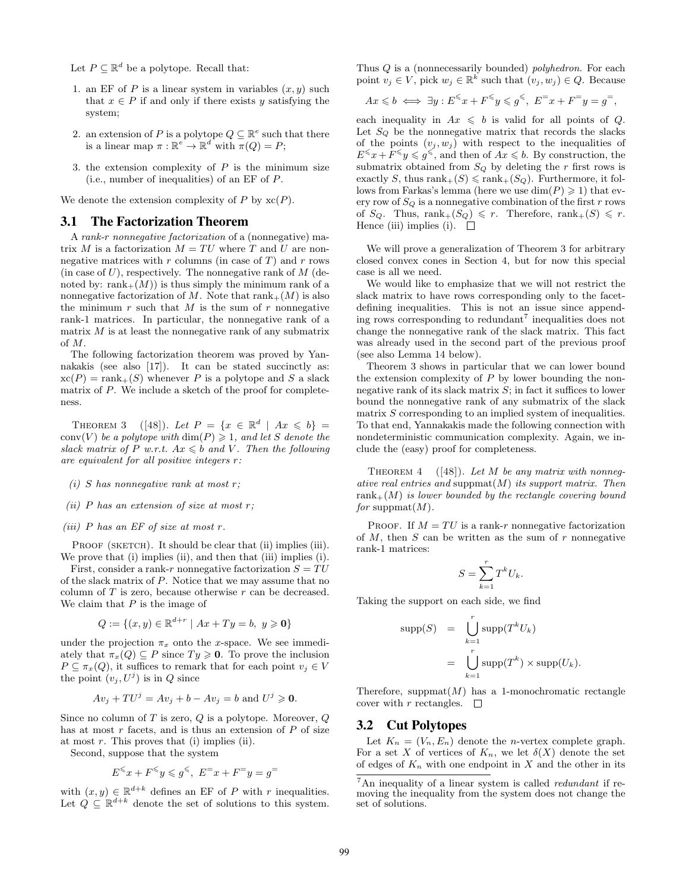Let $P \subseteq \mathbb{R}^d$ be a polytope. Recall that:

1. an EF of $P$ is a linear system in variables $(x, y)$ such that $x \in P$ if and only if there exists $y$ satisfying the system;
2. an extension of $P$ is a polytope $Q \subseteq \mathbb{R}^e$ such that there is a linear map $\pi : \mathbb{R}^e \to \mathbb{R}^d$ with $\pi(Q) = P$;
3. the extension complexity of $P$ is the minimum size (i.e., number of inequalities) of an EF of $P$.

We denote the extension complexity of $P$ by $\mathrm{xc}(P)$.

## 3.1 The Factorization Theorem

A *rank-r nonnegative factorization* of a (nonnegative) matrix $M$ is a factorization $M = TU$ where $T$ and $U$ are nonnegative matrices with $r$ columns (in case of $T$) and $r$ rows (in case of $U$), respectively. The nonnegative rank of $M$ (denoted by: $\mathrm{rank}_+(M)$) is thus simply the minimum rank of a nonnegative factorization of $M$. Note that $\mathrm{rank}_+(M)$ is also the minimum $r$ such that $M$ is the sum of $r$ nonnegative rank-1 matrices. In particular, the nonnegative rank of a matrix $M$ is at least the nonnegative rank of any submatrix of $M$.

The following factorization theorem was proved by Yannakakis (see also [17]). It can be stated succinctly as: $\mathrm{xc}(P) = \mathrm{rank}_+(S)$ whenever $P$ is a polytope and $S$ a slack matrix of $P$. We include a sketch of the proof for completeness.

THEOREM 3 ([48]). *Let $P = \{x \in \mathbb{R}^d \mid Ax \leqslant b\} = \mathrm{conv}(V)$ be a polytope with $\dim(P) \geqslant 1$, and let $S$ denote the slack matrix of $P$ w.r.t. $Ax \leqslant b$ and $V$. Then the following are equivalent for all positive integers $r$:*

*(i) $S$ has nonnegative rank at most $r$;*

*(ii) $P$ has an extension of size at most $r$;*

*(iii) $P$ has an EF of size at most $r$.*

PROOF (SKETCH). It should be clear that (ii) implies (iii). We prove that (i) implies (ii), and then that (iii) implies (i).

First, consider a rank-$r$ nonnegative factorization $S = TU$ of the slack matrix of $P$. Notice that we may assume that no column of $T$ is zero, because otherwise $r$ can be decreased. We claim that $P$ is the image of

$$Q := \{(x, y) \in \mathbb{R}^{d+r} \mid Ax + Ty = b,\ y \geqslant \mathbf{0}\}$$

under the projection $\pi_x$ onto the $x$-space. We see immediately that $\pi_x(Q) \subseteq P$ since $Ty \geqslant \mathbf{0}$. To prove the inclusion $P \subseteq \pi_x(Q)$, it suffices to remark that for each point $v_j \in V$ the point $(v_j, U^j)$ is in $Q$ since

$$Av_j + TU^j = Av_j + b - Av_j = b \text{ and } U^j \geqslant \mathbf{0}.$$

Since no column of $T$ is zero, $Q$ is a polytope. Moreover, $Q$ has at most $r$ facets, and is thus an extension of $P$ of size at most $r$. This proves that (i) implies (ii).

Second, suppose that the system

$$E^{\leqslant}x + F^{\leqslant}y \leqslant g^{\leqslant},\ E^{=}x + F^{=}y = g^{=}$$

with $(x, y) \in \mathbb{R}^{d+k}$ defines an EF of $P$ with $r$ inequalities. Let $Q \subseteq \mathbb{R}^{d+k}$ denote the set of solutions to this system. Thus $Q$ is a (nonnecessarily bounded) *polyhedron*. For each point $v_j \in V$, pick $w_j \in \mathbb{R}^k$ such that $(v_j, w_j) \in Q$. Because

$$Ax \leqslant b \iff \exists y : E^{\leqslant}x + F^{\leqslant}y \leqslant g^{\leqslant},\ E^{=}x + F^{=}y = g^{=},$$

each inequality in $Ax \leqslant b$ is valid for all points of $Q$. Let $S_Q$ be the nonnegative matrix that records the slacks of the points $(v_j, w_j)$ with respect to the inequalities of $E^{\leqslant}x + F^{\leqslant}y \leqslant g^{\leqslant}$, and then of $Ax \leqslant b$. By construction, the submatrix obtained from $S_Q$ by deleting the $r$ first rows is exactly $S$, thus $\mathrm{rank}_+(S) \leqslant \mathrm{rank}_+(S_Q)$. Furthermore, it follows from Farkas's lemma (here we use $\dim(P) \geqslant 1$) that every row of $S_Q$ is a nonnegative combination of the first $r$ rows of $S_Q$. Thus, $\mathrm{rank}_+(S_Q) \leqslant r$. Therefore, $\mathrm{rank}_+(S) \leqslant r$. Hence (iii) implies (i). $\square$

We will prove a generalization of Theorem 3 for arbitrary closed convex cones in Section 4, but for now this special case is all we need.

We would like to emphasize that we will not restrict the slack matrix to have rows corresponding only to the facet-defining inequalities. This is not an issue since appending rows corresponding to redundant[7] inequalities does not change the nonnegative rank of the slack matrix. This fact was already used in the second part of the previous proof (see also Lemma 14 below).

Theorem 3 shows in particular that we can lower bound the extension complexity of $P$ by lower bounding the nonnegative rank of its slack matrix $S$; in fact it suffices to lower bound the nonnegative rank of any submatrix of the slack matrix $S$ corresponding to an implied system of inequalities. To that end, Yannakakis made the following connection with nondeterministic communication complexity. Again, we include the (easy) proof for completeness.

THEOREM 4 ([48]). *Let $M$ be any matrix with nonnegative real entries and $\mathrm{suppmat}(M)$ its support matrix. Then $\mathrm{rank}_+(M)$ is lower bounded by the rectangle covering bound for $\mathrm{suppmat}(M)$.*

PROOF. If $M = TU$ is a rank-$r$ nonnegative factorization of $M$, then $S$ can be written as the sum of $r$ nonnegative rank-1 matrices:

$$S = \sum_{k=1}^{r} T^k U_k.$$

Taking the support on each side, we find

$$\begin{aligned} \mathrm{supp}(S) &= \bigcup_{k=1}^{r} \mathrm{supp}(T^k U_k) \\ &= \bigcup_{k=1}^{r} \mathrm{supp}(T^k) \times \mathrm{supp}(U_k). \end{aligned}$$

Therefore, $\mathrm{suppmat}(M)$ has a 1-monochromatic rectangle cover with $r$ rectangles. $\square$

## 3.2 Cut Polytopes

Let $K_n = (V_n, E_n)$ denote the $n$-vertex complete graph. For a set $X$ of vertices of $K_n$, we let $\delta(X)$ denote the set of edges of $K_n$ with one endpoint in $X$ and the other in its

[7] An inequality of a linear system is called *redundant* if removing the inequality from the system does not change the set of solutions.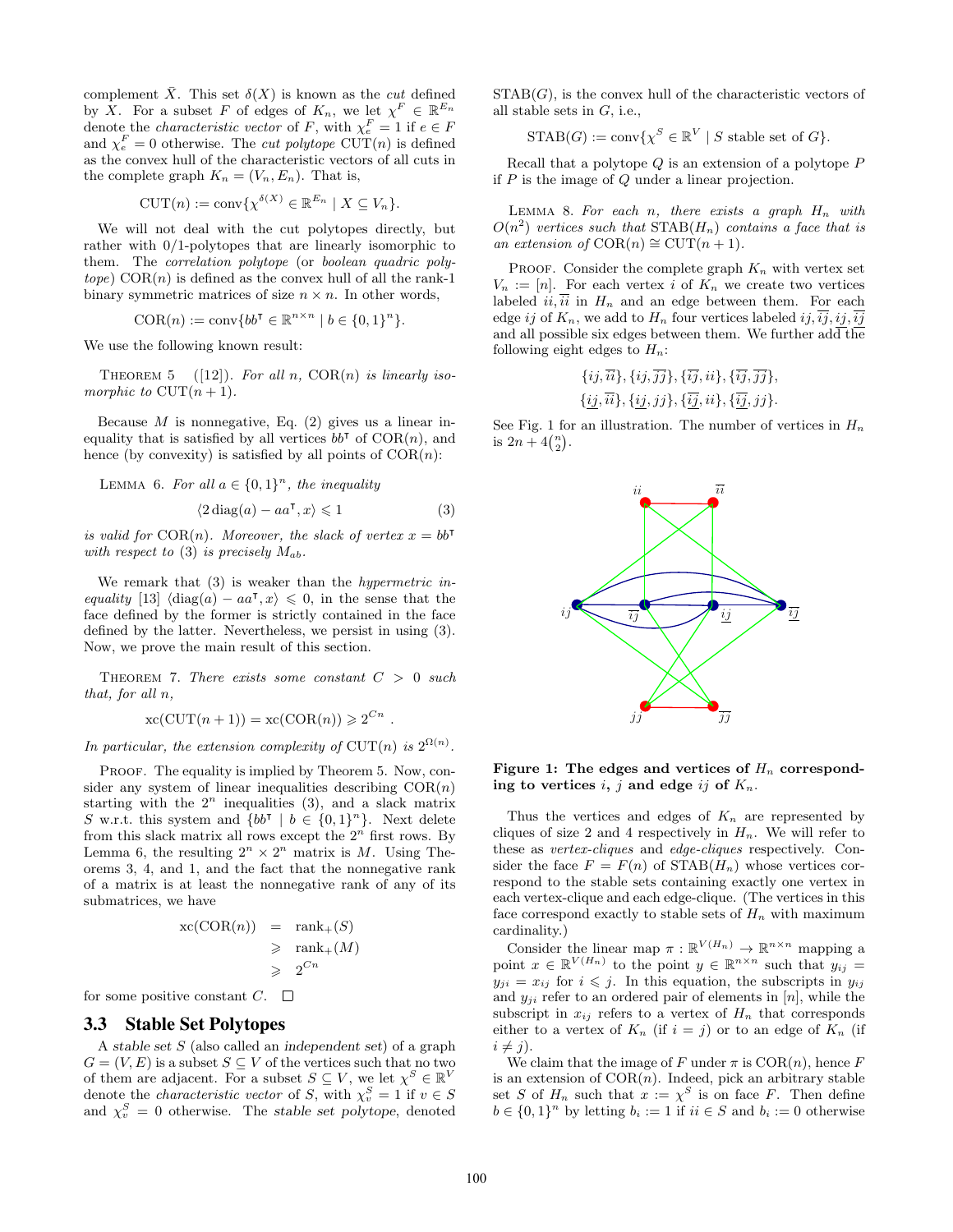complement $\bar{X}$. This set $\delta(X)$ is known as the *cut* defined by $X$. For a subset $F$ of edges of $K_n$, we let $\chi^F \in \mathbb{R}^{E_n}$ denote the *characteristic vector* of $F$, with $\chi^F_e = 1$ if $e \in F$ and $\chi^F_e = 0$ otherwise. The *cut polytope* $\mathrm{CUT}(n)$ is defined as the convex hull of the characteristic vectors of all cuts in the complete graph $K_n = (V_n, E_n)$. That is,

$$\mathrm{CUT}(n) := \mathrm{conv}\{\chi^{\delta(X)} \in \mathbb{R}^{E_n} \mid X \subseteq V_n\}.$$

We will not deal with the cut polytopes directly, but rather with 0/1-polytopes that are linearly isomorphic to them. The *correlation polytope* (or *boolean quadric polytope*) $\mathrm{COR}(n)$ is defined as the convex hull of all the rank-1 binary symmetric matrices of size $n \times n$. In other words,

$$\mathrm{COR}(n) := \mathrm{conv}\{bb^\intercal \in \mathbb{R}^{n\times n} \mid b \in \{0,1\}^n\}.$$

We use the following known result:

Theorem 5 ([12]). *For all $n$, $\mathrm{COR}(n)$ is linearly isomorphic to $\mathrm{CUT}(n+1)$.*

Because $M$ is nonnegative, Eq. (2) gives us a linear inequality that is satisfied by all vertices $bb^\intercal$ of $\mathrm{COR}(n)$, and hence (by convexity) is satisfied by all points of $\mathrm{COR}(n)$:

Lemma 6. *For all $a \in \{0,1\}^n$, the inequality*

$$\langle 2\,\mathrm{diag}(a) - aa^\intercal, x\rangle \leqslant 1 \tag{3}$$

*is valid for $\mathrm{COR}(n)$. Moreover, the slack of vertex $x = bb^\intercal$ with respect to (3) is precisely $M_{ab}$.*

We remark that (3) is weaker than the *hypermetric inequality* [13] $\langle \mathrm{diag}(a) - aa^\intercal, x\rangle \leqslant 0$, in the sense that the face defined by the former is strictly contained in the face defined by the latter. Nevertheless, we persist in using (3). Now, we prove the main result of this section.

Theorem 7. *There exists some constant $C > 0$ such that, for all $n$,*

$$\mathrm{xc}(\mathrm{CUT}(n+1)) = \mathrm{xc}(\mathrm{COR}(n)) \geqslant 2^{Cn}\ .$$

*In particular, the extension complexity of $\mathrm{CUT}(n)$ is $2^{\Omega(n)}$.*

Proof. The equality is implied by Theorem 5. Now, consider any system of linear inequalities describing $\mathrm{COR}(n)$ starting with the $2^n$ inequalities (3), and a slack matrix $S$ w.r.t. this system and $\{bb^\intercal \mid b \in \{0,1\}^n\}$. Next delete from this slack matrix all rows except the $2^n$ first rows. By Lemma 6, the resulting $2^n \times 2^n$ matrix is $M$. Using Theorems 3, 4, and 1, and the fact that the nonnegative rank of a matrix is at least the nonnegative rank of any of its submatrices, we have

$$\begin{aligned}\mathrm{xc}(\mathrm{COR}(n)) &= \mathrm{rank}_+(S)\\ &\geqslant \mathrm{rank}_+(M)\\ &\geqslant 2^{Cn}\end{aligned}$$

for some positive constant $C$. $\square$

### 3.3 Stable Set Polytopes

A *stable set* $S$ (also called an *independent set*) of a graph $G = (V,E)$ is a subset $S \subseteq V$ of the vertices such that no two of them are adjacent. For a subset $S \subseteq V$, we let $\chi^S \in \mathbb{R}^V$ denote the *characteristic vector* of $S$, with $\chi^S_v = 1$ if $v \in S$ and $\chi^S_v = 0$ otherwise. The *stable set polytope*, denoted $\mathrm{STAB}(G)$, is the convex hull of the characteristic vectors of all stable sets in $G$, i.e.,

$$\mathrm{STAB}(G) := \mathrm{conv}\{\chi^S \in \mathbb{R}^V \mid S \text{ stable set of } G\}.$$

Recall that a polytope $Q$ is an extension of a polytope $P$ if $P$ is the image of $Q$ under a linear projection.

Lemma 8. *For each $n$, there exists a graph $H_n$ with $O(n^2)$ vertices such that $\mathrm{STAB}(H_n)$ contains a face that is an extension of $\mathrm{COR}(n) \cong \mathrm{CUT}(n+1)$.*

Proof. Consider the complete graph $K_n$ with vertex set $V_n := [n]$. For each vertex $i$ of $K_n$ we create two vertices labeled $ii, \overline{ii}$ in $H_n$ and an edge between them. For each edge $ij$ of $K_n$, we add to $H_n$ four vertices labeled $ij, \overline{ij}, \underline{ij}, \underline{\overline{ij}}$ and all possible six edges between them. We further add the following eight edges to $H_n$:

$$\{ij, \overline{ii}\}, \{ij, \overline{jj}\}, \{\overline{ij}, ii\}, \{\overline{ij}, \overline{jj}\},$$
$$\{\underline{ij}, \overline{ii}\}, \{\underline{ij}, jj\}, \{\underline{\overline{ij}}, ii\}, \{\underline{\overline{ij}}, jj\}.$$

See Fig. 1 for an illustration. The number of vertices in $H_n$ is $2n + 4\binom{n}{2}$.

**Figure 1: The edges and vertices of $H_n$ corresponding to vertices $i$, $j$ and edge $ij$ of $K_n$.**

Thus the vertices and edges of $K_n$ are represented by cliques of size 2 and 4 respectively in $H_n$. We will refer to these as *vertex-cliques* and *edge-cliques* respectively. Consider the face $F = F(n)$ of $\mathrm{STAB}(H_n)$ whose vertices correspond to the stable sets containing exactly one vertex in each vertex-clique and each edge-clique. (The vertices in this face correspond exactly to stable sets of $H_n$ with maximum cardinality.)

Consider the linear map $\pi : \mathbb{R}^{V(H_n)} \to \mathbb{R}^{n\times n}$ mapping a point $x \in \mathbb{R}^{V(H_n)}$ to the point $y \in \mathbb{R}^{n\times n}$ such that $y_{ij} = y_{ji} = x_{ij}$ for $i \leqslant j$. In this equation, the subscripts in $y_{ij}$ and $y_{ji}$ refer to an ordered pair of elements in $[n]$, while the subscript in $x_{ij}$ refers to a vertex of $H_n$ that corresponds either to a vertex of $K_n$ (if $i = j$) or to an edge of $K_n$ (if $i \neq j$).

We claim that the image of $F$ under $\pi$ is $\mathrm{COR}(n)$, hence $F$ is an extension of $\mathrm{COR}(n)$. Indeed, pick an arbitrary stable set $S$ of $H_n$ such that $x := \chi^S$ is on face $F$. Then define $b \in \{0,1\}^n$ by letting $b_i := 1$ if $ii \in S$ and $b_i := 0$ otherwise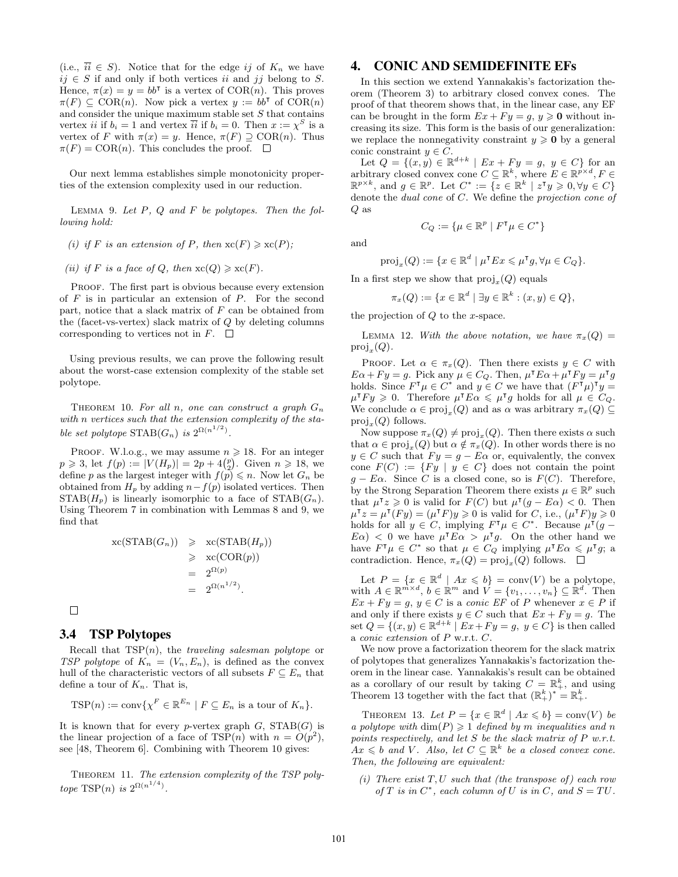(i.e., $\overline{ii} \in S$). Notice that for the edge $ij$ of $K_n$ we have $ij \in S$ if and only if both vertices $ii$ and $jj$ belong to $S$. Hence, $\pi(x) = y = bb^\intercal$ is a vertex of $\mathrm{COR}(n)$. This proves $\pi(F) \subseteq \mathrm{COR}(n)$. Now pick a vertex $y := bb^\intercal$ of $\mathrm{COR}(n)$ and consider the unique maximum stable set $S$ that contains vertex $ii$ if $b_i = 1$ and vertex $\overline{ii}$ if $b_i = 0$. Then $x := \chi^S$ is a vertex of $F$ with $\pi(x) = y$. Hence, $\pi(F) \supseteq \mathrm{COR}(n)$. Thus $\pi(F) = \mathrm{COR}(n)$. This concludes the proof. $\square$

Our next lemma establishes simple monotonicity properties of the extension complexity used in our reduction.

Lemma 9. *Let $P$, $Q$ and $F$ be polytopes. Then the following hold:*

*(i) if $F$ is an extension of $P$, then $\mathrm{xc}(F) \geqslant \mathrm{xc}(P)$;*

*(ii) if $F$ is a face of $Q$, then $\mathrm{xc}(Q) \geqslant \mathrm{xc}(F)$.*

Proof. The first part is obvious because every extension of $F$ is in particular an extension of $P$. For the second part, notice that a slack matrix of $F$ can be obtained from the (facet-vs-vertex) slack matrix of $Q$ by deleting columns corresponding to vertices not in $F$. $\square$

Using previous results, we can prove the following result about the worst-case extension complexity of the stable set polytope.

Theorem 10. *For all $n$, one can construct a graph $G_n$ with $n$ vertices such that the extension complexity of the stable set polytope $\mathrm{STAB}(G_n)$ is $2^{\Omega(n^{1/2})}$.*

Proof. W.l.o.g., we may assume $n \geqslant 18$. For an integer $p \geqslant 3$, let $f(p) := |V(H_p)| = 2p + 4\binom{p}{2}$. Given $n \geqslant 18$, we define $p$ as the largest integer with $f(p) \leqslant n$. Now let $G_n$ be obtained from $H_p$ by adding $n - f(p)$ isolated vertices. Then $\mathrm{STAB}(H_p)$ is linearly isomorphic to a face of $\mathrm{STAB}(G_n)$. Using Theorem 7 in combination with Lemmas 8 and 9, we find that

$$\begin{aligned} \mathrm{xc}(\mathrm{STAB}(G_n)) &\geqslant \mathrm{xc}(\mathrm{STAB}(H_p)) \\ &\geqslant \mathrm{xc}(\mathrm{COR}(p)) \\ &= 2^{\Omega(p)} \\ &= 2^{\Omega(n^{1/2})}. \end{aligned}$$

$\square$

### 3.4 TSP Polytopes

Recall that $\mathrm{TSP}(n)$, the *traveling salesman polytope* or *TSP polytope* of $K_n = (V_n, E_n)$, is defined as the convex hull of the characteristic vectors of all subsets $F \subseteq E_n$ that define a tour of $K_n$. That is,

$$\mathrm{TSP}(n) := \mathrm{conv}\{\chi^F \in \mathbb{R}^{E_n} \mid F \subseteq E_n \text{ is a tour of } K_n\}.$$

It is known that for every $p$-vertex graph $G$, $\mathrm{STAB}(G)$ is the linear projection of a face of $\mathrm{TSP}(n)$ with $n = O(p^2)$, see [48, Theorem 6]. Combining with Theorem 10 gives:

Theorem 11. *The extension complexity of the TSP polytope $\mathrm{TSP}(n)$ is $2^{\Omega(n^{1/4})}$.*

## 4. CONIC AND SEMIDEFINITE EFs

In this section we extend Yannakakis's factorization theorem (Theorem 3) to arbitrary closed convex cones. The proof of that theorem shows that, in the linear case, any EF can be brought in the form $Ex + Fy = g$, $y \geqslant \mathbf{0}$ without increasing its size. This form is the basis of our generalization: we replace the nonnegativity constraint $y \geqslant \mathbf{0}$ by a general conic constraint $y \in C$.

Let $Q = \{(x, y) \in \mathbb{R}^{d+k} \mid Ex + Fy = g,\ y \in C\}$ for an arbitrary closed convex cone $C \subseteq \mathbb{R}^k$, where $E \in \mathbb{R}^{p\times d}, F \in \mathbb{R}^{p\times k}$, and $g \in \mathbb{R}^p$. Let $C^* := \{z \in \mathbb{R}^k \mid z^\intercal y \geqslant 0, \forall y \in C\}$ denote the *dual cone* of $C$. We define the *projection cone of $Q$* as

$$C_Q := \{\mu \in \mathbb{R}^p \mid F^\intercal \mu \in C^*\}$$

and

$$\mathrm{proj}_x(Q) := \{x \in \mathbb{R}^d \mid \mu^\intercal E x \leqslant \mu^\intercal g, \forall \mu \in C_Q\}.$$

In a first step we show that $\mathrm{proj}_x(Q)$ equals

$$\pi_x(Q) := \{x \in \mathbb{R}^d \mid \exists y \in \mathbb{R}^k : (x, y) \in Q\},$$

the projection of $Q$ to the $x$-space.

Lemma 12. *With the above notation, we have $\pi_x(Q) = \mathrm{proj}_x(Q)$.*

Proof. Let $\alpha \in \pi_x(Q)$. Then there exists $y \in C$ with $E\alpha + Fy = g$. Pick any $\mu \in C_Q$. Then, $\mu^\intercal E\alpha + \mu^\intercal F y = \mu^\intercal g$ holds. Since $F^\intercal\mu \in C^*$ and $y \in C$ we have that $(F^\intercal \mu)^\intercal y = \mu^\intercal F y \geqslant 0$. Therefore $\mu^\intercal E\alpha \leqslant \mu^\intercal g$ holds for all $\mu \in C_Q$. We conclude $\alpha \in \mathrm{proj}_x(Q)$ and as $\alpha$ was arbitrary $\pi_x(Q) \subseteq \mathrm{proj}_x(Q)$ follows.

Now suppose $\pi_x(Q) \neq \mathrm{proj}_x(Q)$. Then there exists $\alpha$ such that $\alpha \in \mathrm{proj}_x(Q)$ but $\alpha \notin \pi_x(Q)$. In other words there is no $y \in C$ such that $Fy = g - E\alpha$ or, equivalently, the convex cone $F(C) := \{Fy \mid y \in C\}$ does not contain the point $g - E\alpha$. Since $C$ is a closed cone, so is $F(C)$. Therefore, by the Strong Separation Theorem there exists $\mu \in \mathbb{R}^p$ such that $\mu^\intercal z \geqslant 0$ is valid for $F(C)$ but $\mu^\intercal(g - E\alpha) < 0$. Then $\mu^\intercal z = \mu^\intercal(Fy) = (\mu^\intercal F)y \geqslant 0$ is valid for $C$, i.e., $(\mu^\intercal F)y \geqslant 0$ holds for all $y \in C$, implying $F^\intercal\mu \in C^*$. Because $\mu^\intercal(g - E\alpha) < 0$ we have $\mu^\intercal E\alpha > \mu^\intercal g$. On the other hand we have $F^\intercal\mu \in C^*$ so that $\mu \in C_Q$ implying $\mu^\intercal E\alpha \leqslant \mu^\intercal g$; a contradiction. Hence, $\pi_x(Q) = \mathrm{proj}_x(Q)$ follows. $\square$

Let $P = \{x \in \mathbb{R}^d \mid Ax \leqslant b\} = \mathrm{conv}(V)$ be a polytope, with $A \in \mathbb{R}^{m\times d}$, $b \in \mathbb{R}^m$ and $V = \{v_1, \ldots, v_n\} \subseteq \mathbb{R}^d$. Then $Ex + Fy = g$, $y \in C$ is a *conic EF* of $P$ whenever $x \in P$ if and only if there exists $y \in C$ such that $Ex + Fy = g$. The set $Q = \{(x, y) \in \mathbb{R}^{d+k} \mid Ex + Fy = g,\ y \in C\}$ is then called a *conic extension* of $P$ w.r.t. $C$.

We now prove a factorization theorem for the slack matrix of polytopes that generalizes Yannakakis's factorization theorem in the linear case. Yannakakis's result can be obtained as a corollary of our result by taking $C = \mathbb{R}^k_+$, and using Theorem 13 together with the fact that $(\mathbb{R}^k_+)^* = \mathbb{R}^k_+$.

Theorem 13. *Let $P = \{x \in \mathbb{R}^d \mid Ax \leqslant b\} = \mathrm{conv}(V)$ be a polytope with $\dim(P) \geqslant 1$ defined by $m$ inequalities and $n$ points respectively, and let $S$ be the slack matrix of $P$ w.r.t. $Ax \leqslant b$ and $V$. Also, let $C \subseteq \mathbb{R}^k$ be a closed convex cone. Then, the following are equivalent:*

*(i) There exist $T, U$ such that (the transpose of) each row of $T$ is in $C^*$, each column of $U$ is in $C$, and $S = TU$.*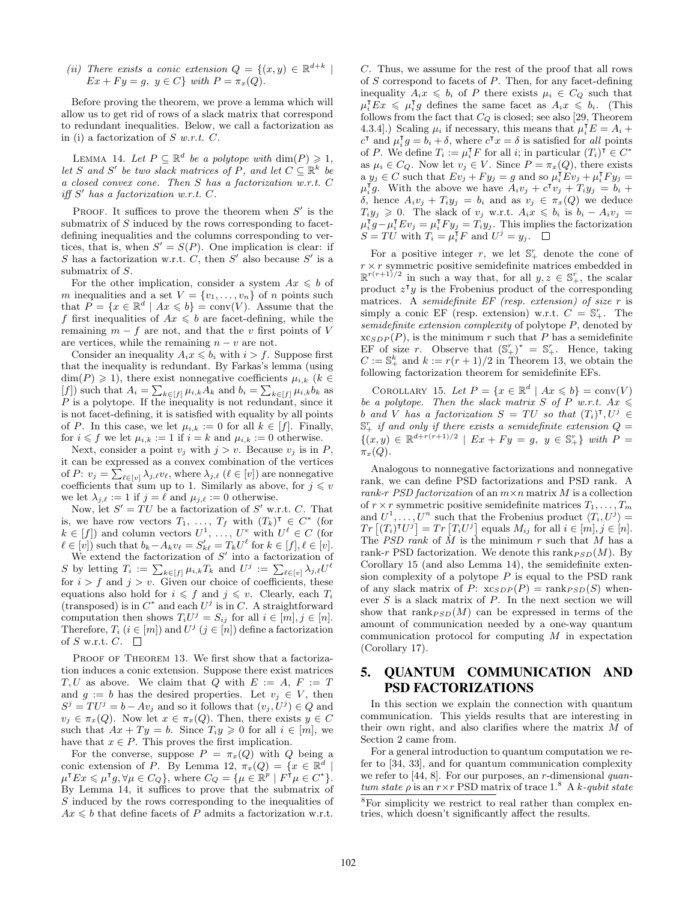*(ii) There exists a conic extension $Q = \{(x, y) \in \mathbb{R}^{d+k} \mid Ex + Fy = g,\ y \in C\}$ with $P = \pi_x(Q)$.*

Before proving the theorem, we prove a lemma which will allow us to get rid of rows of a slack matrix that correspond to redundant inequalities. Below, we call a factorization as in (i) a factorization of $S$ *w.r.t.* $C$.

LEMMA 14. *Let $P \subseteq \mathbb{R}^d$ be a polytope with $\dim(P) \geqslant 1$, let $S$ and $S'$ be two slack matrices of $P$, and let $C \subseteq \mathbb{R}^k$ be a closed convex cone. Then $S$ has a factorization w.r.t. $C$ iff $S'$ has a factorization w.r.t. $C$.*

PROOF. It suffices to prove the theorem when $S'$ is the submatrix of $S$ induced by the rows corresponding to facet-defining inequalities and the columns corresponding to vertices, that is, when $S' = S(P)$. One implication is clear: if $S$ has a factorization w.r.t. $C$, then $S'$ also because $S'$ is a submatrix of $S$.

For the other implication, consider a system $Ax \leqslant b$ of $m$ inequalities and a set $V = \{v_1, \ldots, v_n\}$ of $n$ points such that $P = \{x \in \mathbb{R}^d \mid Ax \leqslant b\} = \text{conv}(V)$. Assume that the $f$ first inequalities of $Ax \leqslant b$ are facet-defining, while the remaining $m - f$ are not, and that the $v$ first points of $V$ are vertices, while the remaining $n - v$ are not.

Consider an inequality $A_i x \leqslant b_i$ with $i > f$. Suppose first that the inequality is redundant. By Farkas's lemma (using $\dim(P) \geqslant 1$), there exist nonnegative coefficients $\mu_{i,k}$ ($k \in [f]$) such that $A_i = \sum_{k \in [f]} \mu_{i,k} A_k$ and $b_i = \sum_{k \in [f]} \mu_{i,k} b_k$ as $P$ is a polytope. If the inequality is not redundant, since it is not facet-defining, it is satisfied with equality by all points of $P$. In this case, we let $\mu_{i,k} := 0$ for all $k \in [f]$. Finally, for $i \leqslant f$ we let $\mu_{i,k} := 1$ if $i = k$ and $\mu_{i,k} := 0$ otherwise.

Next, consider a point $v_j$ with $j > v$. Because $v_j$ is in $P$, it can be expressed as a convex combination of the vertices of $P$: $v_j = \sum_{\ell \in [v]} \lambda_{j,\ell} v_\ell$, where $\lambda_{j,\ell}$ ($\ell \in [v]$) are nonnegative coefficients that sum up to 1. Similarly as above, for $j \leqslant v$ we let $\lambda_{j,\ell} := 1$ if $j = \ell$ and $\mu_{j,\ell} := 0$ otherwise.

Now, let $S' = TU$ be a factorization of $S'$ w.r.t. $C$. That is, we have row vectors $T_1, \ldots, T_f$ with $(T_k)^\intercal \in C^*$ (for $k \in [f]$) and column vectors $U^1, \ldots, U^v$ with $U^\ell \in C$ (for $\ell \in [v]$) such that $b_k - A_k v_\ell = S'_{k\ell} = T_k U^\ell$ for $k \in [f], \ell \in [v]$.

We extend the factorization of $S'$ into a factorization of $S$ by letting $T_i := \sum_{k \in [f]} \mu_{i,k} T_k$ and $U^j := \sum_{\ell \in [v]} \lambda_{j,\ell} U^\ell$ for $i > f$ and $j > v$. Given our choice of coefficients, these equations also hold for $i \leqslant f$ and $j \leqslant v$. Clearly, each $T_i$ (transposed) is in $C^*$ and each $U^j$ is in $C$. A straightforward computation then shows $T_i U^j = S_{ij}$ for all $i \in [m], j \in [n]$. Therefore, $T_i$ ($i \in [m]$) and $U^j$ ($j \in [n]$) define a factorization of $S$ w.r.t. $C$. $\square$

PROOF OF THEOREM 13. We first show that a factorization induces a conic extension. Suppose there exist matrices $T, U$ as above. We claim that $Q$ with $E := A$, $F := T$ and $g := b$ has the desired properties. Let $v_j \in V$, then $S^j = TU^j = b - Av_j$ and so it follows that $(v_j, U^j) \in Q$ and $v_j \in \pi_x(Q)$. Now let $x \in \pi_x(Q)$. Then, there exists $y \in C$ such that $Ax + Ty = b$. Since $T_i y \geqslant 0$ for all $i \in [m]$, we have that $x \in P$. This proves the first implication.

For the converse, suppose $P = \pi_x(Q)$ with $Q$ being a conic extension of $P$. By Lemma 12, $\pi_x(Q) = \{x \in \mathbb{R}^d \mid \mu^\intercal E x \leqslant \mu^\intercal g, \forall \mu \in C_Q\}$, where $C_Q = \{\mu \in \mathbb{R}^p \mid F^\intercal \mu \in C^*\}$. By Lemma 14, it suffices to prove that the submatrix of $S$ induced by the rows corresponding to the inequalities of $Ax \leqslant b$ that define facets of $P$ admits a factorization w.r.t. $C$. Thus, we assume for the rest of the proof that all rows of $S$ correspond to facets of $P$. Then, for any facet-defining inequality $A_i x \leqslant b_i$ of $P$ there exists $\mu_i \in C_Q$ such that $\mu_i^\intercal E x \leqslant \mu_i^\intercal g$ defines the same facet as $A_i x \leqslant b_i$. (This follows from the fact that $C_Q$ is closed; see also [29, Theorem 4.3.4].) Scaling $\mu_i$ if necessary, this means that $\mu_i^\intercal E = A_i + c^\intercal$ and $\mu_i^\intercal g = b_i + \delta$, where $c^\intercal x = \delta$ is satisfied for *all* points of $P$. We define $T_i := \mu_i^\intercal F$ for all $i$; in particular $(T_i)^\intercal \in C^*$ as $\mu_i \in C_Q$. Now let $v_j \in V$. Since $P = \pi_x(Q)$, there exists a $y_j \in C$ such that $Ev_j + Fy_j = g$ and so $\mu_i^\intercal E v_j + \mu_i^\intercal F y_j = \mu_i^\intercal g$. With the above we have $A_i v_j + c^\intercal v_j + T_i y_j = b_i + \delta$, hence $A_i v_j + T_i y_j = b_i$ and as $v_j \in \pi_x(Q)$ we deduce $T_i y_j \geqslant 0$. The slack of $v_j$ w.r.t. $A_i x \leqslant b_i$ is $b_i - A_i v_j = \mu_i^\intercal g - \mu_i^\intercal E v_j = \mu_i^\intercal F y_j = T_i y_j$. This implies the factorization $S = TU$ with $T_i = \mu_i^\intercal F$ and $U^j = y_j$. $\square$

For a positive integer $r$, we let $\mathbb{S}^r_+$ denote the cone of $r \times r$ symmetric positive semidefinite matrices embedded in $\mathbb{R}^{r(r+1)/2}$ in such a way that, for all $y, z \in \mathbb{S}^r_+$, the scalar product $z^\intercal y$ is the Frobenius product of the corresponding matrices. A *semidefinite EF (resp. extension) of size* $r$ is simply a conic EF (resp. extension) w.r.t. $C = \mathbb{S}^r_+$. The *semidefinite extension complexity* of polytope $P$, denoted by $\text{xc}_{SDP}(P)$, is the minimum $r$ such that $P$ has a semidefinite EF of size $r$. Observe that $(\mathbb{S}^r_+)^* = \mathbb{S}^r_+$. Hence, taking $C := \mathbb{S}^k_+$ and $k := r(r+1)/2$ in Theorem 13, we obtain the following factorization theorem for semidefinite EFs.

COROLLARY 15. *Let $P = \{x \in \mathbb{R}^d \mid Ax \leqslant b\} = \text{conv}(V)$ be a polytope. Then the slack matrix $S$ of $P$ w.r.t. $Ax \leqslant b$ and $V$ has a factorization $S = TU$ so that $(T_i)^\intercal, U^j \in \mathbb{S}^r_+$ if and only if there exists a semidefinite extension $Q = \{(x, y) \in \mathbb{R}^{d + r(r+1)/2} \mid Ex + Fy = g,\ y \in \mathbb{S}^r_+\}$ with $P = \pi_x(Q)$.*

Analogous to nonnegative factorizations and nonnegative rank, we can define PSD factorizations and PSD rank. A *rank-$r$ PSD factorization* of an $m \times n$ matrix $M$ is a collection of $r \times r$ symmetric positive semidefinite matrices $T_1, \ldots, T_m$ and $U^1, \ldots, U^n$ such that the Frobenius product $\langle T_i, U^j \rangle = Tr\left[(T_i)^\intercal U^j\right] = Tr\left[T_i U^j\right]$ equals $M_{ij}$ for all $i \in [m], j \in [n]$. The *PSD rank* of $M$ is the minimum $r$ such that $M$ has a rank-$r$ PSD factorization. We denote this $\text{rank}_{PSD}(M)$. By Corollary 15 (and also Lemma 14), the semidefinite extension complexity of a polytope $P$ is equal to the PSD rank of any slack matrix of $P$: $\text{xc}_{SDP}(P) = \text{rank}_{PSD}(S)$ whenever $S$ is a slack matrix of $P$. In the next section we will show that $\text{rank}_{PSD}(M)$ can be expressed in terms of the amount of communication needed by a one-way quantum communication protocol for computing $M$ in expectation (Corollary 17).

## 5. QUANTUM COMMUNICATION AND PSD FACTORIZATIONS

In this section we explain the connection with quantum communication. This yields results that are interesting in their own right, and also clarifies where the matrix $M$ of Section 2 came from.

For a general introduction to quantum computation we refer to [34, 33], and for quantum communication complexity we refer to [44, 8]. For our purposes, an $r$-dimensional *quantum state* $\rho$ is an $r \times r$ PSD matrix of trace 1.[8] A *k-qubit state*

[8] For simplicity we restrict to real rather than complex entries, which doesn't significantly affect the results.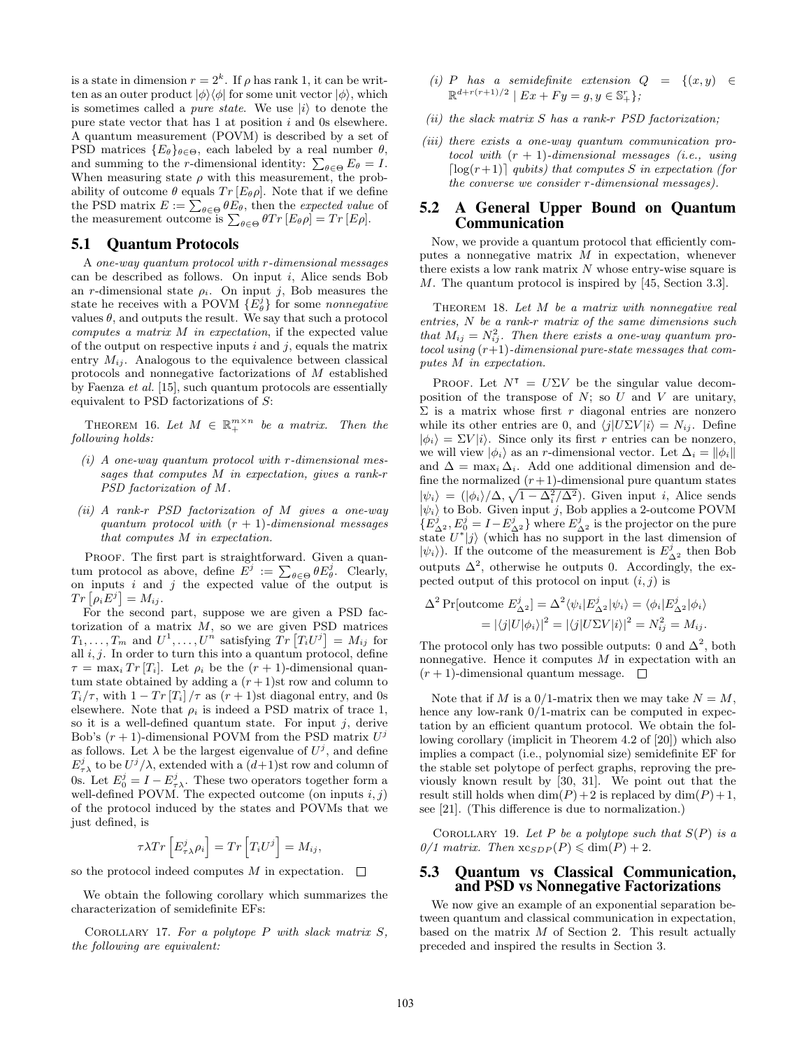is a state in dimension $r = 2^k$. If $\rho$ has rank 1, it can be written as an outer product $|\phi\rangle\langle\phi|$ for some unit vector $|\phi\rangle$, which is sometimes called a *pure state*. We use $|i\rangle$ to denote the pure state vector that has 1 at position $i$ and 0s elsewhere. A quantum measurement (POVM) is described by a set of PSD matrices $\{E_\theta\}_{\theta\in\Theta}$, each labeled by a real number $\theta$, and summing to the $r$-dimensional identity: $\sum_{\theta\in\Theta} E_\theta = I$. When measuring state $\rho$ with this measurement, the probability of outcome $\theta$ equals $Tr\,[E_\theta\rho]$. Note that if we define the PSD matrix $E := \sum_{\theta\in\Theta} \theta E_\theta$, then the *expected value* of the measurement outcome is $\sum_{\theta\in\Theta} \theta Tr\,[E_\theta\rho] = Tr\,[E\rho]$.

## 5.1 Quantum Protocols

A *one-way quantum protocol with r-dimensional messages* can be described as follows. On input $i$, Alice sends Bob an $r$-dimensional state $\rho_i$. On input $j$, Bob measures the state he receives with a POVM $\{E^j_\theta\}$ for some *nonnegative* values $\theta$, and outputs the result. We say that such a protocol *computes a matrix M in expectation*, if the expected value of the output on respective inputs $i$ and $j$, equals the matrix entry $M_{ij}$. Analogous to the equivalence between classical protocols and nonnegative factorizations of $M$ established by Faenza *et al.* [15], such quantum protocols are essentially equivalent to PSD factorizations of $S$:

THEOREM 16. *Let $M \in \mathbb{R}^{m\times n}_+$ be a matrix. Then the following holds:*

*(i) A one-way quantum protocol with r-dimensional messages that computes M in expectation, gives a rank-r PSD factorization of M.*

*(ii) A rank-r PSD factorization of M gives a one-way quantum protocol with $(r+1)$-dimensional messages that computes M in expectation.*

PROOF. The first part is straightforward. Given a quantum protocol as above, define $E^j := \sum_{\theta\in\Theta} \theta E^j_\theta$. Clearly, on inputs $i$ and $j$ the expected value of the output is $Tr\,[\rho_i E^j] = M_{ij}$.

For the second part, suppose we are given a PSD factorization of a matrix $M$, so we are given PSD matrices $T_1, \dots, T_m$ and $U^1, \dots, U^n$ satisfying $Tr\,[T_i U^j] = M_{ij}$ for all $i, j$. In order to turn this into a quantum protocol, define $\tau = \max_i Tr\,[T_i]$. Let $\rho_i$ be the $(r+1)$-dimensional quantum state obtained by adding a $(r+1)$st row and column to $T_i/\tau$, with $1 - Tr\,[T_i]/\tau$ as $(r+1)$st diagonal entry, and 0s elsewhere. Note that $\rho_i$ is indeed a PSD matrix of trace 1, so it is a well-defined quantum state. For input $j$, derive Bob's $(r+1)$-dimensional POVM from the PSD matrix $U^j$ as follows. Let $\lambda$ be the largest eigenvalue of $U^j$, and define $E^j_{\tau\lambda}$ to be $U^j/\lambda$, extended with a $(d+1)$st row and column of 0s. Let $E^j_0 = I - E^j_{\tau\lambda}$. These two operators together form a well-defined POVM. The expected outcome (on inputs $i, j$) of the protocol induced by the states and POVMs that we just defined, is

$$\tau\lambda Tr\left[E^j_{\tau\lambda}\rho_i\right] = Tr\left[T_i U^j\right] = M_{ij},$$

so the protocol indeed computes $M$ in expectation. □

We obtain the following corollary which summarizes the characterization of semidefinite EFs:

COROLLARY 17. *For a polytope P with slack matrix S, the following are equivalent:*

*(i) P has a semidefinite extension $Q = \{(x, y) \in \mathbb{R}^{d+r(r+1)/2} \mid Ex + Fy = g, y \in \mathbb{S}^r_+\}$;*

*(ii) the slack matrix S has a rank-r PSD factorization;*

*(iii) there exists a one-way quantum communication protocol with $(r+1)$-dimensional messages (i.e., using $\lceil\log(r+1)\rceil$ qubits) that computes S in expectation (for the converse we consider r-dimensional messages).*

## 5.2 A General Upper Bound on Quantum Communication

Now, we provide a quantum protocol that efficiently computes a nonnegative matrix $M$ in expectation, whenever there exists a low rank matrix $N$ whose entry-wise square is $M$. The quantum protocol is inspired by [45, Section 3.3].

THEOREM 18. *Let M be a matrix with nonnegative real entries, N be a rank-r matrix of the same dimensions such that $M_{ij} = N^2_{ij}$. Then there exists a one-way quantum protocol using $(r+1)$-dimensional pure-state messages that computes M in expectation.*

PROOF. Let $N^\intercal = U\Sigma V$ be the singular value decomposition of the transpose of $N$; so $U$ and $V$ are unitary, $\Sigma$ is a matrix whose first $r$ diagonal entries are nonzero while its other entries are 0, and $\langle j|U\Sigma V|i\rangle = N_{ij}$. Define $|\phi_i\rangle = \Sigma V|i\rangle$. Since only its first $r$ entries can be nonzero, we will view $|\phi_i\rangle$ as an $r$-dimensional vector. Let $\Delta_i = \||\phi_i\rangle\|$ and $\Delta = \max_i \Delta_i$. Add one additional dimension and define the normalized $(r+1)$-dimensional pure quantum states $|\psi_i\rangle = (|\phi_i\rangle/\Delta, \sqrt{1 - \Delta^2_i/\Delta^2})$. Given input $i$, Alice sends $|\psi_i\rangle$ to Bob. Given input $j$, Bob applies a 2-outcome POVM $\{E^j_{\Delta^2}, E^j_0 = I - E^j_{\Delta^2}\}$ where $E^j_{\Delta^2}$ is the projector on the pure state $U^*|j\rangle$ (which has no support in the last dimension of $|\psi_i\rangle$). If the outcome of the measurement is $E^j_{\Delta^2}$ then Bob outputs $\Delta^2$, otherwise he outputs 0. Accordingly, the expected output of this protocol on input $(i, j)$ is

$$\begin{aligned}\Delta^2 \Pr[\text{outcome } E^j_{\Delta^2}] &= \Delta^2\langle\psi_i|E^j_{\Delta^2}|\psi_i\rangle = \langle\phi_i|E^j_{\Delta^2}|\phi_i\rangle \\ &= |\langle j|U|\phi_i\rangle|^2 = |\langle j|U\Sigma V|i\rangle|^2 = N^2_{ij} = M_{ij}.\end{aligned}$$

The protocol only has two possible outputs: 0 and $\Delta^2$, both nonnegative. Hence it computes $M$ in expectation with an $(r+1)$-dimensional quantum message. □

Note that if $M$ is a 0/1-matrix then we may take $N = M$, hence any low-rank 0/1-matrix can be computed in expectation by an efficient quantum protocol. We obtain the following corollary (implicit in Theorem 4.2 of [20]) which also implies a compact (i.e., polynomial size) semidefinite EF for the stable set polytope of perfect graphs, reproving the previously known result by [30, 31]. We point out that the result still holds when $\dim(P)+2$ is replaced by $\dim(P)+1$, see [21]. (This difference is due to normalization.)

COROLLARY 19. *Let P be a polytope such that S(P) is a 0/1 matrix. Then $\mathrm{xc}_{SDP}(P) \leqslant \dim(P) + 2$.*

## 5.3 Quantum vs Classical Communication, and PSD vs Nonnegative Factorizations

We now give an example of an exponential separation between quantum and classical communication in expectation, based on the matrix $M$ of Section 2. This result actually preceded and inspired the results in Section 3.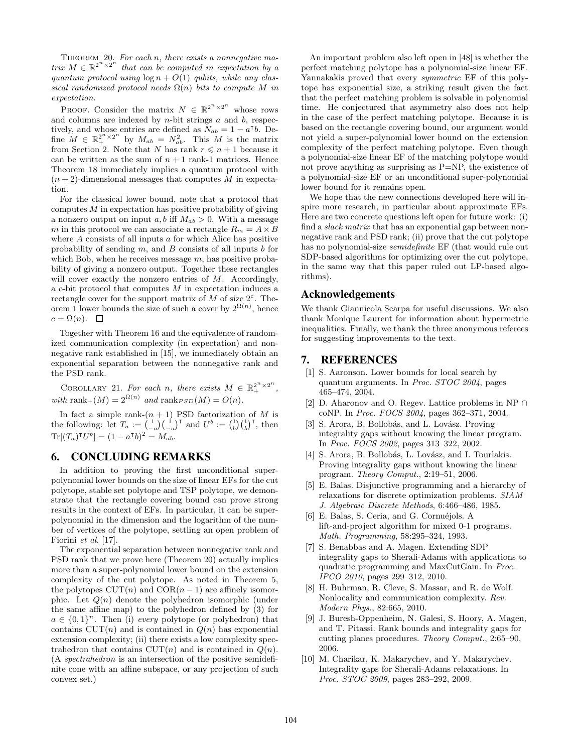THEOREM 20. *For each $n$, there exists a nonnegative matrix $M \in \mathbb{R}^{2^n \times 2^n}$ that can be computed in expectation by a quantum protocol using $\log n + O(1)$ qubits, while any classical randomized protocol needs $\Omega(n)$ bits to compute $M$ in expectation.*

PROOF. Consider the matrix $N \in \mathbb{R}^{2^n \times 2^n}$ whose rows and columns are indexed by $n$-bit strings $a$ and $b$, respectively, and whose entries are defined as $N_{ab} = 1 - a^\intercal b$. Define $M \in \mathbb{R}_+^{2^n \times 2^n}$ by $M_{ab} = N_{ab}^2$. This $M$ is the matrix from Section 2. Note that $N$ has rank $r \leqslant n+1$ because it can be written as the sum of $n+1$ rank-1 matrices. Hence Theorem 18 immediately implies a quantum protocol with $(n+2)$-dimensional messages that computes $M$ in expectation.

For the classical lower bound, note that a protocol that computes $M$ in expectation has positive probability of giving a nonzero output on input $a, b$ iff $M_{ab} > 0$. With a message $m$ in this protocol we can associate a rectangle $R_m = A \times B$ where $A$ consists of all inputs $a$ for which Alice has positive probability of sending $m$, and $B$ consists of all inputs $b$ for which Bob, when he receives message $m$, has positive probability of giving a nonzero output. Together these rectangles will cover exactly the nonzero entries of $M$. Accordingly, a $c$-bit protocol that computes $M$ in expectation induces a rectangle cover for the support matrix of $M$ of size $2^c$. Theorem 1 lower bounds the size of such a cover by $2^{\Omega(n)}$, hence $c = \Omega(n)$. □

Together with Theorem 16 and the equivalence of randomized communication complexity (in expectation) and nonnegative rank established in [15], we immediately obtain an exponential separation between the nonnegative rank and the PSD rank.

COROLLARY 21. *For each $n$, there exists $M \in \mathbb{R}_+^{2^n \times 2^n}$, with $\text{rank}_+(M) = 2^{\Omega(n)}$ and $\text{rank}_{PSD}(M) = O(n)$.*

In fact a simple rank-$(n+1)$ PSD factorization of $M$ is the following: let $T_a := \binom{1}{-a}\binom{1}{-a}^\intercal$ and $U^b := \binom{1}{b}\binom{1}{b}^\intercal$, then $\text{Tr}[(T_a)^\intercal U^b] = (1 - a^\intercal b)^2 = M_{ab}$.

## 6. CONCLUDING REMARKS

In addition to proving the first unconditional super-polynomial lower bounds on the size of linear EFs for the cut polytope, stable set polytope and TSP polytope, we demonstrate that the rectangle covering bound can prove strong results in the context of EFs. In particular, it can be super-polynomial in the dimension and the logarithm of the number of vertices of the polytope, settling an open problem of Fiorini *et al.* [17].

The exponential separation between nonnegative rank and PSD rank that we prove here (Theorem 20) actually implies more than a super-polynomial lower bound on the extension complexity of the cut polytope. As noted in Theorem 5, the polytopes $\text{CUT}(n)$ and $\text{COR}(n-1)$ are affinely isomorphic. Let $Q(n)$ denote the polyhedron isomorphic (under the same affine map) to the polyhedron defined by (3) for $a \in \{0,1\}^n$. Then (i) *every* polytope (or polyhedron) that contains $\text{CUT}(n)$ and is contained in $Q(n)$ has exponential extension complexity; (ii) there exists a low complexity spectrahedron that contains $\text{CUT}(n)$ and is contained in $Q(n)$. (A *spectrahedron* is an intersection of the positive semidefinite cone with an affine subspace, or any projection of such convex set.)

An important problem also left open in [48] is whether the perfect matching polytope has a polynomial-size linear EF. Yannakakis proved that every *symmetric* EF of this polytope has exponential size, a striking result given the fact that the perfect matching problem is solvable in polynomial time. He conjectured that asymmetry also does not help in the case of the perfect matching polytope. Because it is based on the rectangle covering bound, our argument would not yield a super-polynomial lower bound on the extension complexity of the perfect matching polytope. Even though a polynomial-size linear EF of the matching polytope would not prove anything as surprising as P=NP, the existence of a polynomial-size EF or an unconditional super-polynomial lower bound for it remains open.

We hope that the new connections developed here will inspire more research, in particular about approximate EFs. Here are two concrete questions left open for future work: (i) find a *slack matrix* that has an exponential gap between nonnegative rank and PSD rank; (ii) prove that the cut polytope has no polynomial-size *semidefinite* EF (that would rule out SDP-based algorithms for optimizing over the cut polytope, in the same way that this paper ruled out LP-based algorithms).

## Acknowledgements

We thank Giannicola Scarpa for useful discussions. We also thank Monique Laurent for information about hypermetric inequalities. Finally, we thank the three anonymous referees for suggesting improvements to the text.

## 7. REFERENCES

[1] S. Aaronson. Lower bounds for local search by quantum arguments. In *Proc. STOC 2004*, pages 465–474, 2004.

[2] D. Aharonov and O. Regev. Lattice problems in NP ∩ coNP. In *Proc. FOCS 2004*, pages 362–371, 2004.

[3] S. Arora, B. Bollobás, and L. Lovász. Proving integrality gaps without knowing the linear program. In *Proc. FOCS 2002*, pages 313–322, 2002.

[4] S. Arora, B. Bollobás, L. Lovász, and I. Tourlakis. Proving integrality gaps without knowing the linear program. *Theory Comput.*, 2:19–51, 2006.

[5] E. Balas. Disjunctive programming and a hierarchy of relaxations for discrete optimization problems. *SIAM J. Algebraic Discrete Methods*, 6:466–486, 1985.

[6] E. Balas, S. Ceria, and G. Cornuéjols. A lift-and-project algorithm for mixed 0-1 programs. *Math. Programming*, 58:295–324, 1993.

[7] S. Benabbas and A. Magen. Extending SDP integrality gaps to Sherali-Adams with applications to quadratic programming and MaxCutGain. In *Proc. IPCO 2010*, pages 299–312, 2010.

[8] H. Buhrman, R. Cleve, S. Massar, and R. de Wolf. Nonlocality and communication complexity. *Rev. Modern Phys.*, 82:665, 2010.

[9] J. Buresh-Oppenheim, N. Galesi, S. Hoory, A. Magen, and T. Pitassi. Rank bounds and integrality gaps for cutting planes procedures. *Theory Comput.*, 2:65–90, 2006.

[10] M. Charikar, K. Makarychev, and Y. Makarychev. Integrality gaps for Sherali-Adams relaxations. In *Proc. STOC 2009*, pages 283–292, 2009.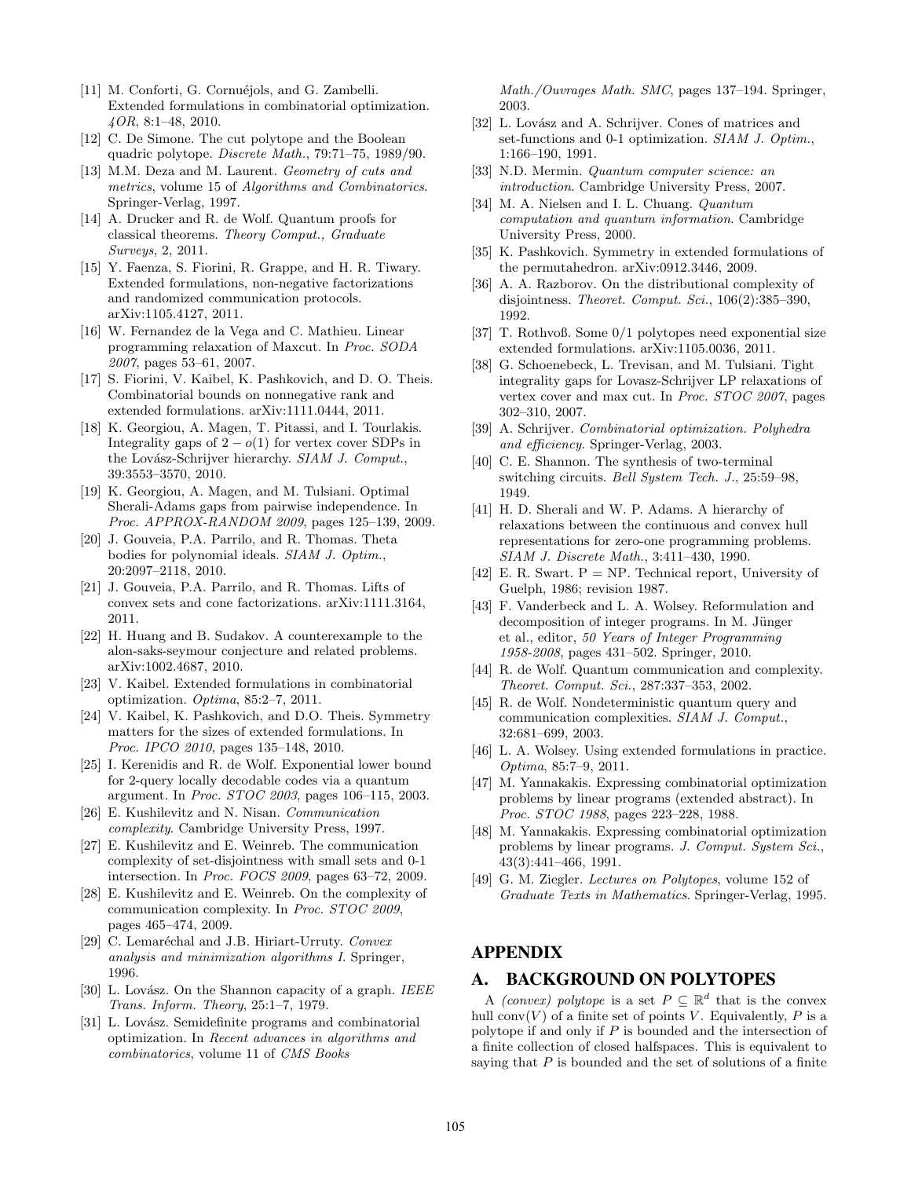- [11] M. Conforti, G. Cornuéjols, and G. Zambelli. Extended formulations in combinatorial optimization. *4OR*, 8:1–48, 2010.
- [12] C. De Simone. The cut polytope and the Boolean quadric polytope. *Discrete Math.*, 79:71–75, 1989/90.
- [13] M.M. Deza and M. Laurent. *Geometry of cuts and metrics*, volume 15 of *Algorithms and Combinatorics*. Springer-Verlag, 1997.
- [14] A. Drucker and R. de Wolf. Quantum proofs for classical theorems. *Theory Comput., Graduate Surveys*, 2, 2011.
- [15] Y. Faenza, S. Fiorini, R. Grappe, and H. R. Tiwary. Extended formulations, non-negative factorizations and randomized communication protocols. arXiv:1105.4127, 2011.
- [16] W. Fernandez de la Vega and C. Mathieu. Linear programming relaxation of Maxcut. In *Proc. SODA 2007*, pages 53–61, 2007.
- [17] S. Fiorini, V. Kaibel, K. Pashkovich, and D. O. Theis. Combinatorial bounds on nonnegative rank and extended formulations. arXiv:1111.0444, 2011.
- [18] K. Georgiou, A. Magen, T. Pitassi, and I. Tourlakis. Integrality gaps of $2 - o(1)$ for vertex cover SDPs in the Lovász-Schrijver hierarchy. *SIAM J. Comput.*, 39:3553–3570, 2010.
- [19] K. Georgiou, A. Magen, and M. Tulsiani. Optimal Sherali-Adams gaps from pairwise independence. In *Proc. APPROX-RANDOM 2009*, pages 125–139, 2009.
- [20] J. Gouveia, P.A. Parrilo, and R. Thomas. Theta bodies for polynomial ideals. *SIAM J. Optim.*, 20:2097–2118, 2010.
- [21] J. Gouveia, P.A. Parrilo, and R. Thomas. Lifts of convex sets and cone factorizations. arXiv:1111.3164, 2011.
- [22] H. Huang and B. Sudakov. A counterexample to the alon-saks-seymour conjecture and related problems. arXiv:1002.4687, 2010.
- [23] V. Kaibel. Extended formulations in combinatorial optimization. *Optima*, 85:2–7, 2011.
- [24] V. Kaibel, K. Pashkovich, and D.O. Theis. Symmetry matters for the sizes of extended formulations. In *Proc. IPCO 2010*, pages 135–148, 2010.
- [25] I. Kerenidis and R. de Wolf. Exponential lower bound for 2-query locally decodable codes via a quantum argument. In *Proc. STOC 2003*, pages 106–115, 2003.
- [26] E. Kushilevitz and N. Nisan. *Communication complexity*. Cambridge University Press, 1997.
- [27] E. Kushilevitz and E. Weinreb. The communication complexity of set-disjointness with small sets and 0-1 intersection. In *Proc. FOCS 2009*, pages 63–72, 2009.
- [28] E. Kushilevitz and E. Weinreb. On the complexity of communication complexity. In *Proc. STOC 2009*, pages 465–474, 2009.
- [29] C. Lemaréchal and J.B. Hiriart-Urruty. *Convex analysis and minimization algorithms I*. Springer, 1996.
- [30] L. Lovász. On the Shannon capacity of a graph. *IEEE Trans. Inform. Theory*, 25:1–7, 1979.
- [31] L. Lovász. Semidefinite programs and combinatorial optimization. In *Recent advances in algorithms and combinatorics*, volume 11 of *CMS Books Math./Ouvrages Math. SMC*, pages 137–194. Springer, 2003.
- [32] L. Lovász and A. Schrijver. Cones of matrices and set-functions and 0-1 optimization. *SIAM J. Optim.*, 1:166–190, 1991.
- [33] N.D. Mermin. *Quantum computer science: an introduction*. Cambridge University Press, 2007.
- [34] M. A. Nielsen and I. L. Chuang. *Quantum computation and quantum information*. Cambridge University Press, 2000.
- [35] K. Pashkovich. Symmetry in extended formulations of the permutahedron. arXiv:0912.3446, 2009.
- [36] A. A. Razborov. On the distributional complexity of disjointness. *Theoret. Comput. Sci.*, 106(2):385–390, 1992.
- [37] T. Rothvoß. Some 0/1 polytopes need exponential size extended formulations. arXiv:1105.0036, 2011.
- [38] G. Schoenebeck, L. Trevisan, and M. Tulsiani. Tight integrality gaps for Lovasz-Schrijver LP relaxations of vertex cover and max cut. In *Proc. STOC 2007*, pages 302–310, 2007.
- [39] A. Schrijver. *Combinatorial optimization. Polyhedra and efficiency*. Springer-Verlag, 2003.
- [40] C. E. Shannon. The synthesis of two-terminal switching circuits. *Bell System Tech. J.*, 25:59–98, 1949.
- [41] H. D. Sherali and W. P. Adams. A hierarchy of relaxations between the continuous and convex hull representations for zero-one programming problems. *SIAM J. Discrete Math.*, 3:411–430, 1990.
- [42] E. R. Swart. P = NP. Technical report, University of Guelph, 1986; revision 1987.
- [43] F. Vanderbeck and L. A. Wolsey. Reformulation and decomposition of integer programs. In M. Jünger et al., editor, *50 Years of Integer Programming 1958-2008*, pages 431–502. Springer, 2010.
- [44] R. de Wolf. Quantum communication and complexity. *Theoret. Comput. Sci.*, 287:337–353, 2002.
- [45] R. de Wolf. Nondeterministic quantum query and communication complexities. *SIAM J. Comput.*, 32:681–699, 2003.
- [46] L. A. Wolsey. Using extended formulations in practice. *Optima*, 85:7–9, 2011.
- [47] M. Yannakakis. Expressing combinatorial optimization problems by linear programs (extended abstract). In *Proc. STOC 1988*, pages 223–228, 1988.
- [48] M. Yannakakis. Expressing combinatorial optimization problems by linear programs. *J. Comput. System Sci.*, 43(3):441–466, 1991.
- [49] G. M. Ziegler. *Lectures on Polytopes*, volume 152 of *Graduate Texts in Mathematics*. Springer-Verlag, 1995.

# APPENDIX

## A. BACKGROUND ON POLYTOPES

A *(convex) polytope* is a set $P \subseteq \mathbb{R}^d$ that is the convex hull $\mathrm{conv}(V)$ of a finite set of points $V$. Equivalently, $P$ is a polytope if and only if $P$ is bounded and the intersection of a finite collection of closed halfspaces. This is equivalent to saying that $P$ is bounded and the set of solutions of a finite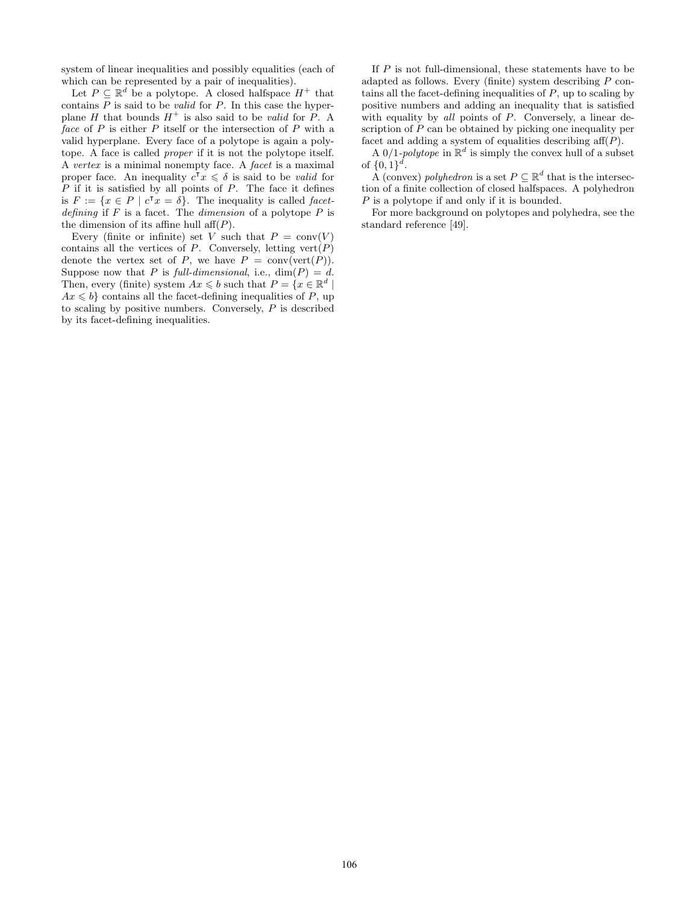system of linear inequalities and possibly equalities (each of which can be represented by a pair of inequalities).

Let $P \subseteq \mathbb{R}^d$ be a polytope. A closed halfspace $H^+$ that contains $P$ is said to be *valid* for $P$. In this case the hyperplane $H$ that bounds $H^+$ is also said to be *valid* for $P$. A *face* of $P$ is either $P$ itself or the intersection of $P$ with a valid hyperplane. Every face of a polytope is again a polytope. A face is called *proper* if it is not the polytope itself. A *vertex* is a minimal nonempty face. A *facet* is a maximal proper face. An inequality $c^\intercal x \leqslant \delta$ is said to be *valid* for $P$ if it is satisfied by all points of $P$. The face it defines is $F := \{x \in P \mid c^\intercal x = \delta\}$. The inequality is called *facet-defining* if $F$ is a facet. The *dimension* of a polytope $P$ is the dimension of its affine hull $\mathrm{aff}(P)$.

Every (finite or infinite) set $V$ such that $P = \mathrm{conv}(V)$ contains all the vertices of $P$. Conversely, letting $\mathrm{vert}(P)$ denote the vertex set of $P$, we have $P = \mathrm{conv}(\mathrm{vert}(P))$. Suppose now that $P$ is *full-dimensional*, i.e., $\dim(P) = d$. Then, every (finite) system $Ax \leqslant b$ such that $P = \{x \in \mathbb{R}^d \mid Ax \leqslant b\}$ contains all the facet-defining inequalities of $P$, up to scaling by positive numbers. Conversely, $P$ is described by its facet-defining inequalities.

If $P$ is not full-dimensional, these statements have to be adapted as follows. Every (finite) system describing $P$ contains all the facet-defining inequalities of $P$, up to scaling by positive numbers and adding an inequality that is satisfied with equality by *all* points of $P$. Conversely, a linear description of $P$ can be obtained by picking one inequality per facet and adding a system of equalities describing $\mathrm{aff}(P)$.

A *0/1-polytope* in $\mathbb{R}^d$ is simply the convex hull of a subset of $\{0, 1\}^d$.

A (convex) *polyhedron* is a set $P \subseteq \mathbb{R}^d$ that is the intersection of a finite collection of closed halfspaces. A polyhedron $P$ is a polytope if and only if it is bounded.

For more background on polytopes and polyhedra, see the standard reference [49].